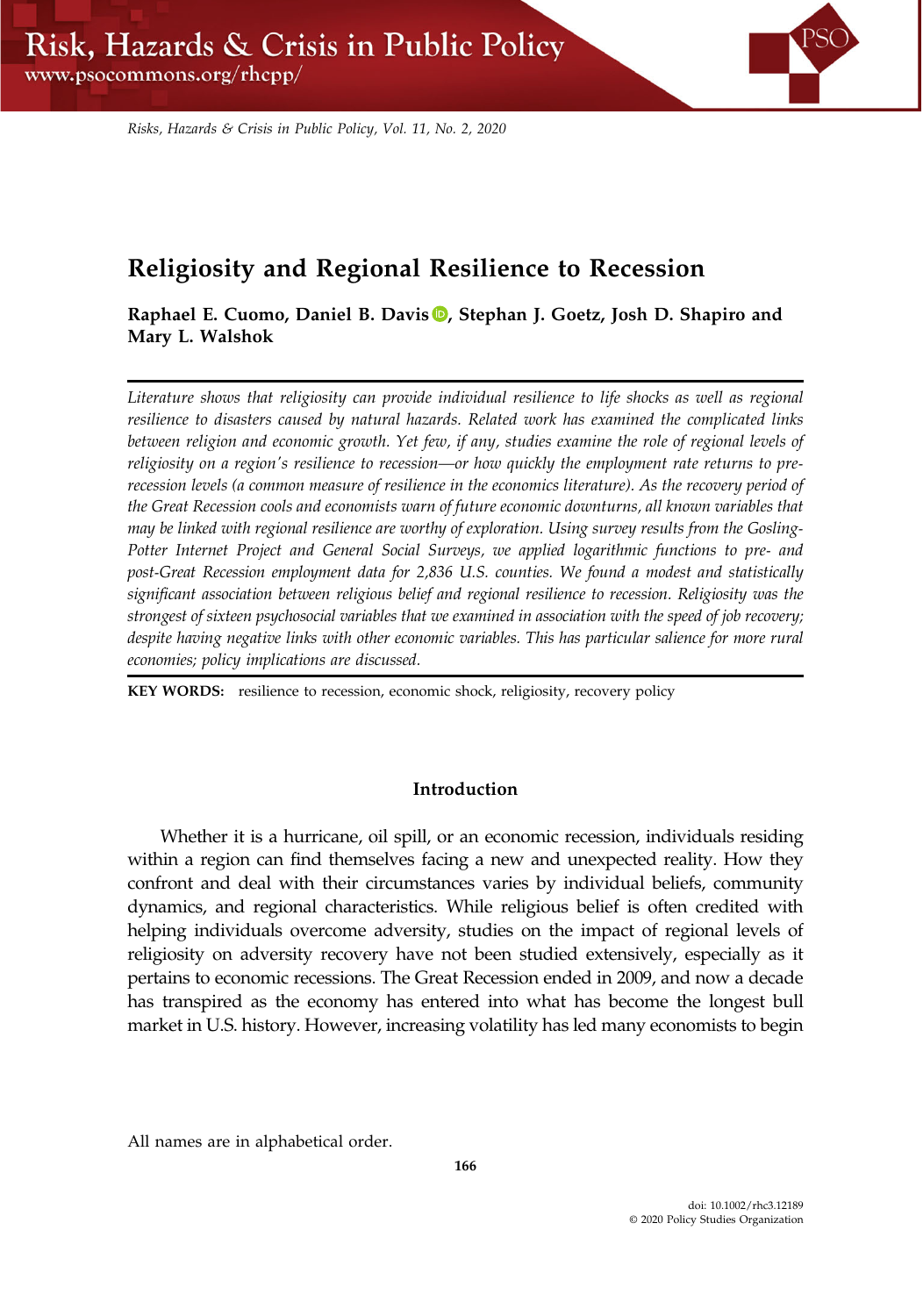// Risk, Hazards & Crisis in Public Policy header omitted

# Religiosity and Regional Resilience to Recession

**Raphael E. Cuomo, Daniel B. Davis, Stephan J. Goetz, Josh D. Shapiro and Mary L. Walshok**

*Literature shows that religiosity can provide individual resilience to life shocks as well as regional resilience to disasters caused by natural hazards. Related work has examined the complicated links between religion and economic growth. Yet few, if any, studies examine the role of regional levels of religiosity on a region's resilience to recession—or how quickly the employment rate returns to pre-recession levels (a common measure of resilience in the economics literature). As the recovery period of the Great Recession cools and economists warn of future economic downturns, all known variables that may be linked with regional resilience are worthy of exploration. Using survey results from the Gosling-Potter Internet Project and General Social Surveys, we applied logarithmic functions to pre- and post-Great Recession employment data for 2,836 U.S. counties. We found a modest and statistically significant association between religious belief and regional resilience to recession. Religiosity was the strongest of sixteen psychosocial variables that we examined in association with the speed of job recovery; despite having negative links with other economic variables. This has particular salience for more rural economies; policy implications are discussed.*

**KEY WORDS:** resilience to recession, economic shock, religiosity, recovery policy

## Introduction

Whether it is a hurricane, oil spill, or an economic recession, individuals residing within a region can find themselves facing a new and unexpected reality. How they confront and deal with their circumstances varies by individual beliefs, community dynamics, and regional characteristics. While religious belief is often credited with helping individuals overcome adversity, studies on the impact of regional levels of religiosity on adversity recovery have not been studied extensively, especially as it pertains to economic recessions. The Great Recession ended in 2009, and now a decade has transpired as the economy has entered into what has become the longest bull market in U.S. history. However, increasing volatility has led many economists to begin

All names are in alphabetical order.

doi: 10.1002/rhc3.12189
© 2020 Policy Studies Organization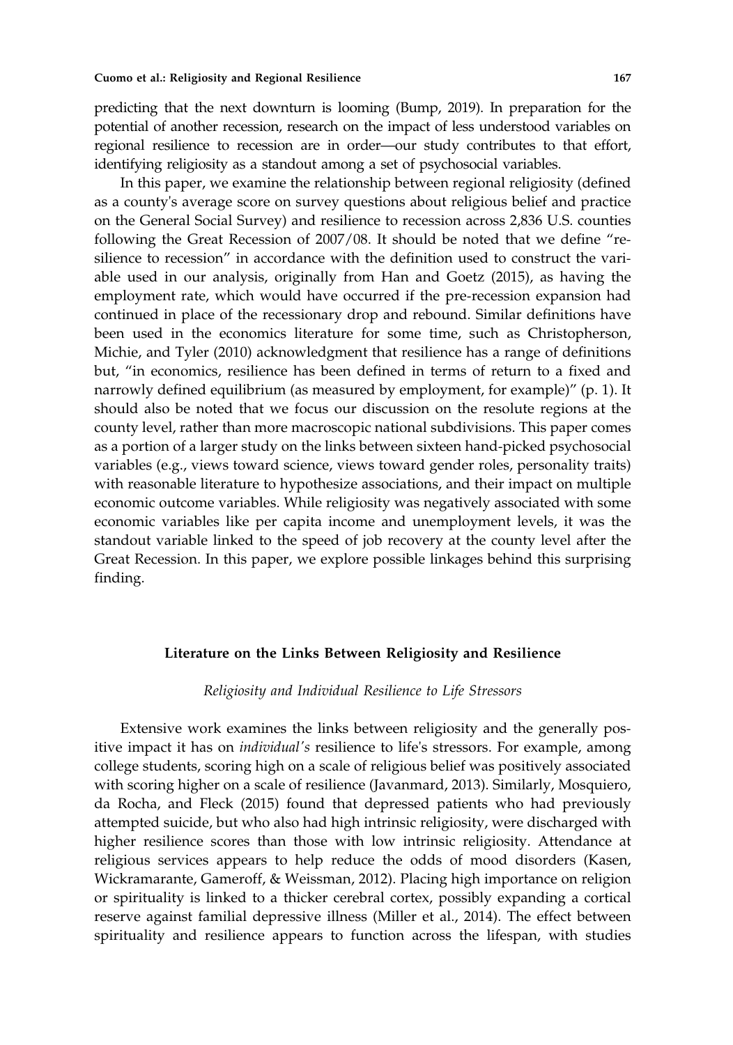predicting that the next downturn is looming (Bump, 2019). In preparation for the potential of another recession, research on the impact of less understood variables on regional resilience to recession are in order—our study contributes to that effort, identifying religiosity as a standout among a set of psychosocial variables.

In this paper, we examine the relationship between regional religiosity (defined as a county's average score on survey questions about religious belief and practice on the General Social Survey) and resilience to recession across 2,836 U.S. counties following the Great Recession of 2007/08. It should be noted that we define "resilience to recession" in accordance with the definition used to construct the variable used in our analysis, originally from Han and Goetz (2015), as having the employment rate, which would have occurred if the pre-recession expansion had continued in place of the recessionary drop and rebound. Similar definitions have been used in the economics literature for some time, such as Christopherson, Michie, and Tyler (2010) acknowledgment that resilience has a range of definitions but, "in economics, resilience has been defined in terms of return to a fixed and narrowly defined equilibrium (as measured by employment, for example)" (p. 1). It should also be noted that we focus our discussion on the resolute regions at the county level, rather than more macroscopic national subdivisions. This paper comes as a portion of a larger study on the links between sixteen hand-picked psychosocial variables (e.g., views toward science, views toward gender roles, personality traits) with reasonable literature to hypothesize associations, and their impact on multiple economic outcome variables. While religiosity was negatively associated with some economic variables like per capita income and unemployment levels, it was the standout variable linked to the speed of job recovery at the county level after the Great Recession. In this paper, we explore possible linkages behind this surprising finding.

## Literature on the Links Between Religiosity and Resilience

### *Religiosity and Individual Resilience to Life Stressors*

Extensive work examines the links between religiosity and the generally positive impact it has on *individual's* resilience to life's stressors. For example, among college students, scoring high on a scale of religious belief was positively associated with scoring higher on a scale of resilience (Javanmard, 2013). Similarly, Mosquiero, da Rocha, and Fleck (2015) found that depressed patients who had previously attempted suicide, but who also had high intrinsic religiosity, were discharged with higher resilience scores than those with low intrinsic religiosity. Attendance at religious services appears to help reduce the odds of mood disorders (Kasen, Wickramarante, Gameroff, & Weissman, 2012). Placing high importance on religion or spirituality is linked to a thicker cerebral cortex, possibly expanding a cortical reserve against familial depressive illness (Miller et al., 2014). The effect between spirituality and resilience appears to function across the lifespan, with studies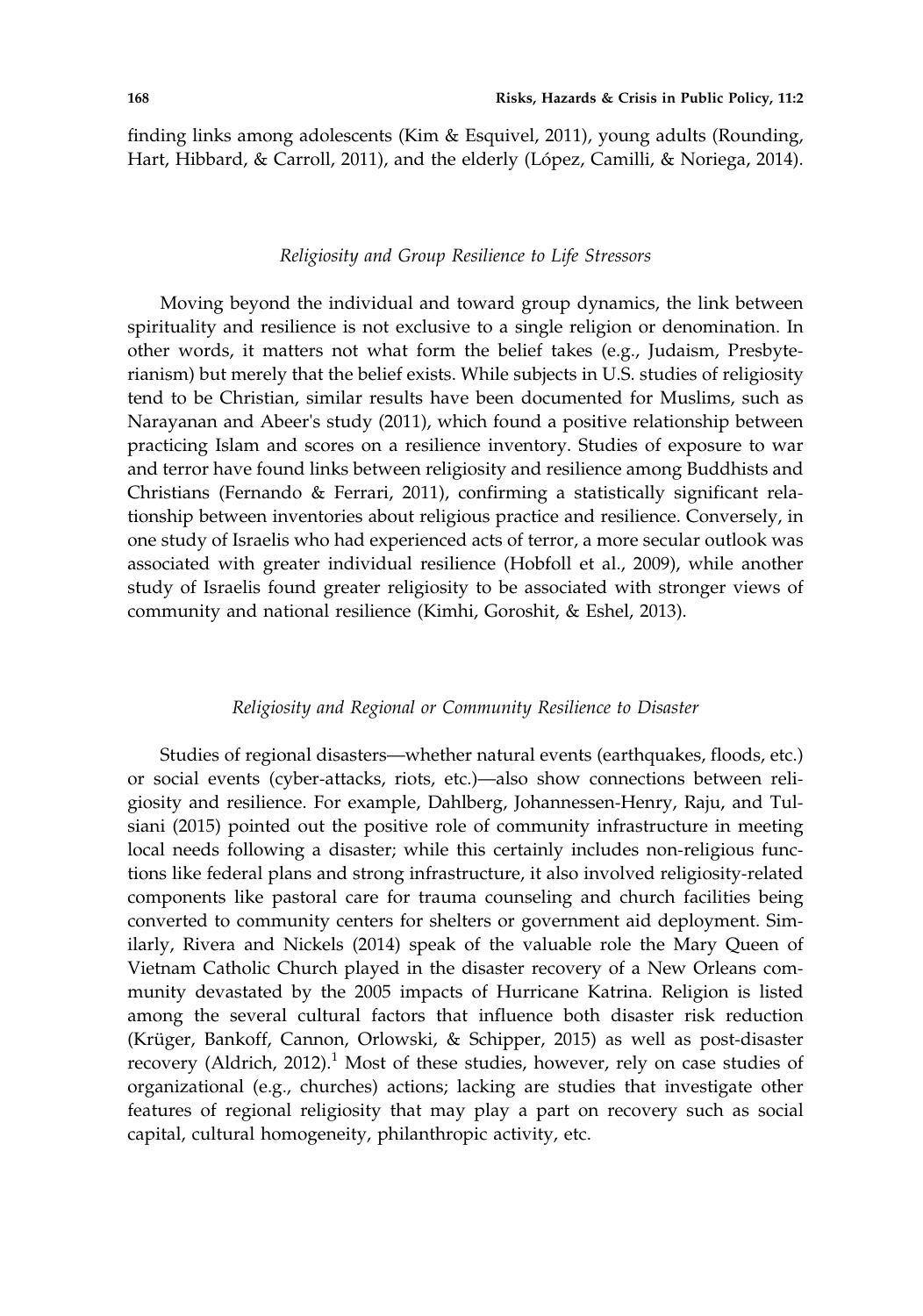finding links among adolescents (Kim & Esquivel, 2011), young adults (Rounding, Hart, Hibbard, & Carroll, 2011), and the elderly (López, Camilli, & Noriega, 2014).

### *Religiosity and Group Resilience to Life Stressors*

Moving beyond the individual and toward group dynamics, the link between spirituality and resilience is not exclusive to a single religion or denomination. In other words, it matters not what form the belief takes (e.g., Judaism, Presbyterianism) but merely that the belief exists. While subjects in U.S. studies of religiosity tend to be Christian, similar results have been documented for Muslims, such as Narayanan and Abeer's study (2011), which found a positive relationship between practicing Islam and scores on a resilience inventory. Studies of exposure to war and terror have found links between religiosity and resilience among Buddhists and Christians (Fernando & Ferrari, 2011), confirming a statistically significant relationship between inventories about religious practice and resilience. Conversely, in one study of Israelis who had experienced acts of terror, a more secular outlook was associated with greater individual resilience (Hobfoll et al., 2009), while another study of Israelis found greater religiosity to be associated with stronger views of community and national resilience (Kimhi, Goroshit, & Eshel, 2013).

### *Religiosity and Regional or Community Resilience to Disaster*

Studies of regional disasters—whether natural events (earthquakes, floods, etc.) or social events (cyber-attacks, riots, etc.)—also show connections between religiosity and resilience. For example, Dahlberg, Johannessen-Henry, Raju, and Tulsiani (2015) pointed out the positive role of community infrastructure in meeting local needs following a disaster; while this certainly includes non-religious functions like federal plans and strong infrastructure, it also involved religiosity-related components like pastoral care for trauma counseling and church facilities being converted to community centers for shelters or government aid deployment. Similarly, Rivera and Nickels (2014) speak of the valuable role the Mary Queen of Vietnam Catholic Church played in the disaster recovery of a New Orleans community devastated by the 2005 impacts of Hurricane Katrina. Religion is listed among the several cultural factors that influence both disaster risk reduction (Krüger, Bankoff, Cannon, Orlowski, & Schipper, 2015) as well as post-disaster recovery (Aldrich, 2012).[1] Most of these studies, however, rely on case studies of organizational (e.g., churches) actions; lacking are studies that investigate other features of regional religiosity that may play a part on recovery such as social capital, cultural homogeneity, philanthropic activity, etc.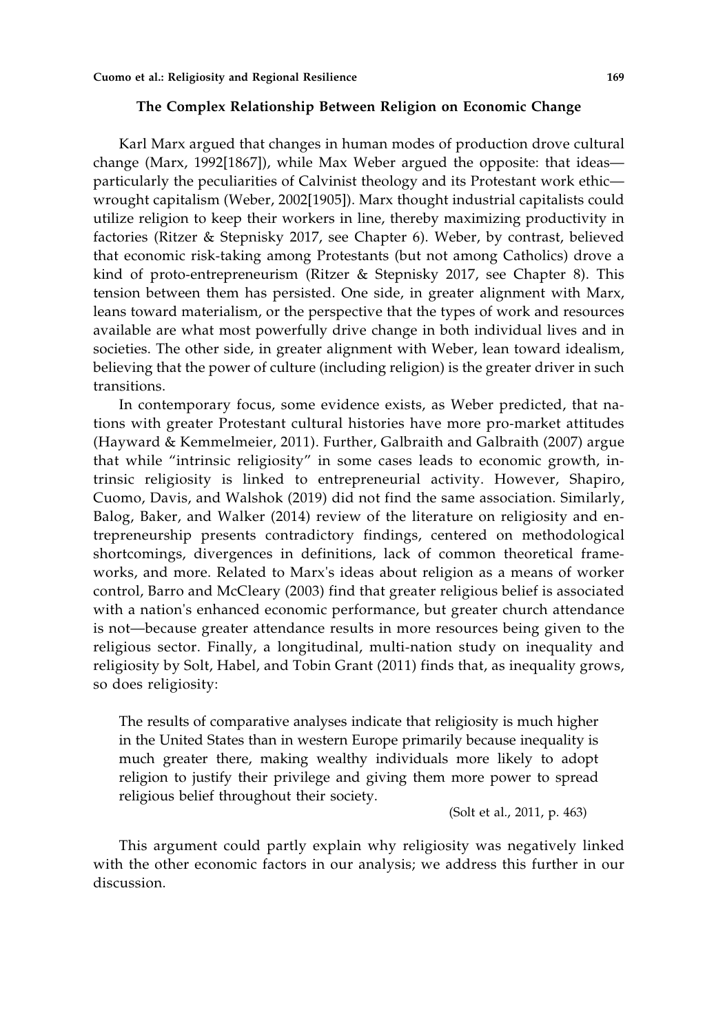## The Complex Relationship Between Religion on Economic Change

Karl Marx argued that changes in human modes of production drove cultural change (Marx, 1992[1867]), while Max Weber argued the opposite: that ideas—particularly the peculiarities of Calvinist theology and its Protestant work ethic—wrought capitalism (Weber, 2002[1905]). Marx thought industrial capitalists could utilize religion to keep their workers in line, thereby maximizing productivity in factories (Ritzer & Stepnisky 2017, see Chapter 6). Weber, by contrast, believed that economic risk-taking among Protestants (but not among Catholics) drove a kind of proto-entrepreneurism (Ritzer & Stepnisky 2017, see Chapter 8). This tension between them has persisted. One side, in greater alignment with Marx, leans toward materialism, or the perspective that the types of work and resources available are what most powerfully drive change in both individual lives and in societies. The other side, in greater alignment with Weber, lean toward idealism, believing that the power of culture (including religion) is the greater driver in such transitions.

In contemporary focus, some evidence exists, as Weber predicted, that nations with greater Protestant cultural histories have more pro-market attitudes (Hayward & Kemmelmeier, 2011). Further, Galbraith and Galbraith (2007) argue that while "intrinsic religiosity" in some cases leads to economic growth, intrinsic religiosity is linked to entrepreneurial activity. However, Shapiro, Cuomo, Davis, and Walshok (2019) did not find the same association. Similarly, Balog, Baker, and Walker (2014) review of the literature on religiosity and entrepreneurship presents contradictory findings, centered on methodological shortcomings, divergences in definitions, lack of common theoretical frameworks, and more. Related to Marx's ideas about religion as a means of worker control, Barro and McCleary (2003) find that greater religious belief is associated with a nation's enhanced economic performance, but greater church attendance is not—because greater attendance results in more resources being given to the religious sector. Finally, a longitudinal, multi-nation study on inequality and religiosity by Solt, Habel, and Tobin Grant (2011) finds that, as inequality grows, so does religiosity:

> The results of comparative analyses indicate that religiosity is much higher in the United States than in western Europe primarily because inequality is much greater there, making wealthy individuals more likely to adopt religion to justify their privilege and giving them more power to spread religious belief throughout their society.
>
> (Solt et al., 2011, p. 463)

This argument could partly explain why religiosity was negatively linked with the other economic factors in our analysis; we address this further in our discussion.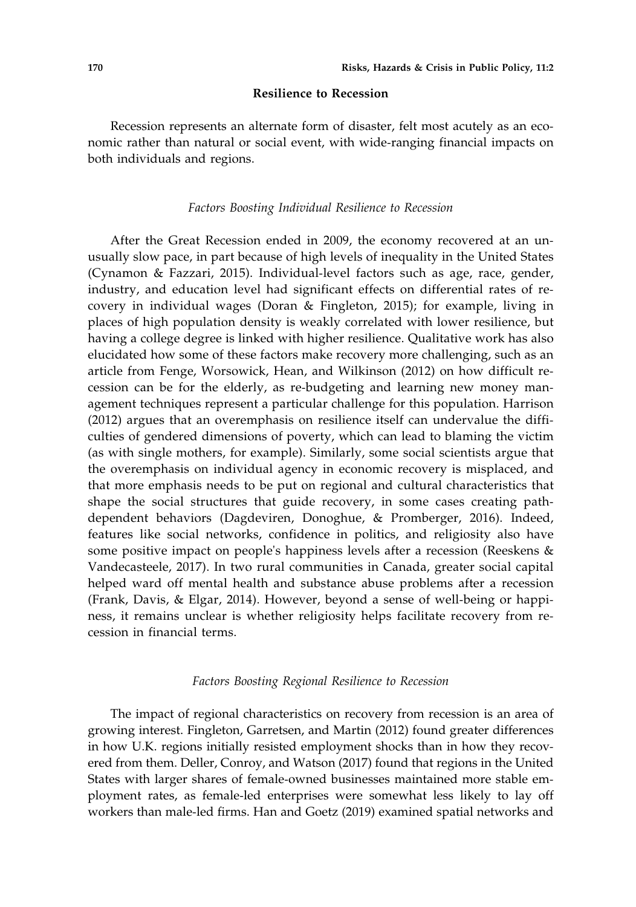## Resilience to Recession

Recession represents an alternate form of disaster, felt most acutely as an economic rather than natural or social event, with wide-ranging financial impacts on both individuals and regions.

### *Factors Boosting Individual Resilience to Recession*

After the Great Recession ended in 2009, the economy recovered at an unusually slow pace, in part because of high levels of inequality in the United States (Cynamon & Fazzari, 2015). Individual-level factors such as age, race, gender, industry, and education level had significant effects on differential rates of recovery in individual wages (Doran & Fingleton, 2015); for example, living in places of high population density is weakly correlated with lower resilience, but having a college degree is linked with higher resilience. Qualitative work has also elucidated how some of these factors make recovery more challenging, such as an article from Fenge, Worsowick, Hean, and Wilkinson (2012) on how difficult recession can be for the elderly, as re-budgeting and learning new money management techniques represent a particular challenge for this population. Harrison (2012) argues that an overemphasis on resilience itself can undervalue the difficulties of gendered dimensions of poverty, which can lead to blaming the victim (as with single mothers, for example). Similarly, some social scientists argue that the overemphasis on individual agency in economic recovery is misplaced, and that more emphasis needs to be put on regional and cultural characteristics that shape the social structures that guide recovery, in some cases creating path-dependent behaviors (Dagdeviren, Donoghue, & Promberger, 2016). Indeed, features like social networks, confidence in politics, and religiosity also have some positive impact on people's happiness levels after a recession (Reeskens & Vandecasteele, 2017). In two rural communities in Canada, greater social capital helped ward off mental health and substance abuse problems after a recession (Frank, Davis, & Elgar, 2014). However, beyond a sense of well-being or happiness, it remains unclear is whether religiosity helps facilitate recovery from recession in financial terms.

### *Factors Boosting Regional Resilience to Recession*

The impact of regional characteristics on recovery from recession is an area of growing interest. Fingleton, Garretsen, and Martin (2012) found greater differences in how U.K. regions initially resisted employment shocks than in how they recovered from them. Deller, Conroy, and Watson (2017) found that regions in the United States with larger shares of female-owned businesses maintained more stable employment rates, as female-led enterprises were somewhat less likely to lay off workers than male-led firms. Han and Goetz (2019) examined spatial networks and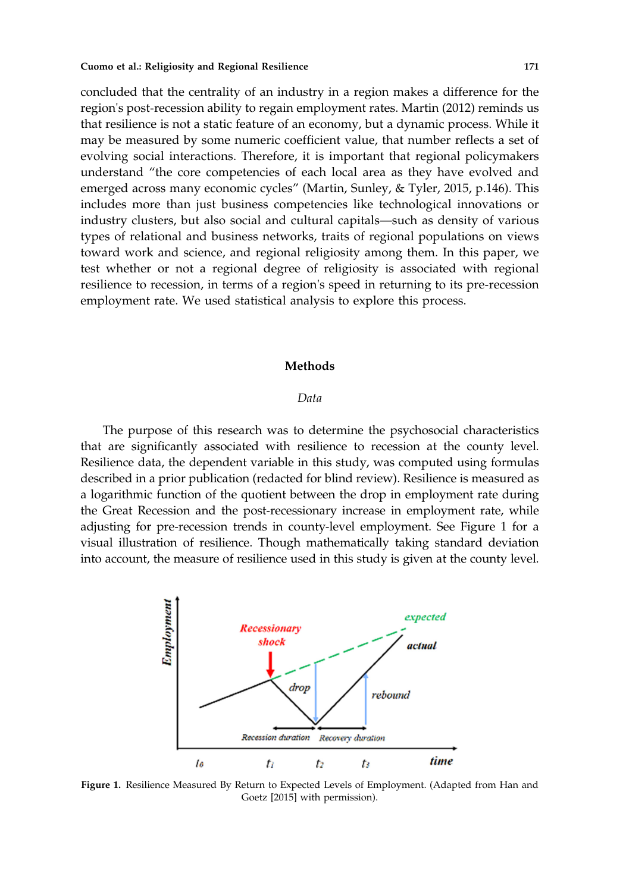concluded that the centrality of an industry in a region makes a difference for the region's post-recession ability to regain employment rates. Martin (2012) reminds us that resilience is not a static feature of an economy, but a dynamic process. While it may be measured by some numeric coefficient value, that number reflects a set of evolving social interactions. Therefore, it is important that regional policymakers understand "the core competencies of each local area as they have evolved and emerged across many economic cycles" (Martin, Sunley, & Tyler, 2015, p.146). This includes more than just business competencies like technological innovations or industry clusters, but also social and cultural capitals—such as density of various types of relational and business networks, traits of regional populations on views toward work and science, and regional religiosity among them. In this paper, we test whether or not a regional degree of religiosity is associated with regional resilience to recession, in terms of a region's speed in returning to its pre-recession employment rate. We used statistical analysis to explore this process.

## Methods

### *Data*

The purpose of this research was to determine the psychosocial characteristics that are significantly associated with resilience to recession at the county level. Resilience data, the dependent variable in this study, was computed using formulas described in a prior publication (redacted for blind review). Resilience is measured as a logarithmic function of the quotient between the drop in employment rate during the Great Recession and the post-recessionary increase in employment rate, while adjusting for pre-recession trends in county-level employment. See Figure 1 for a visual illustration of resilience. Though mathematically taking standard deviation into account, the measure of resilience used in this study is given at the county level.

**Figure 1.** Resilience Measured By Return to Expected Levels of Employment. (Adapted from Han and Goetz [2015] with permission).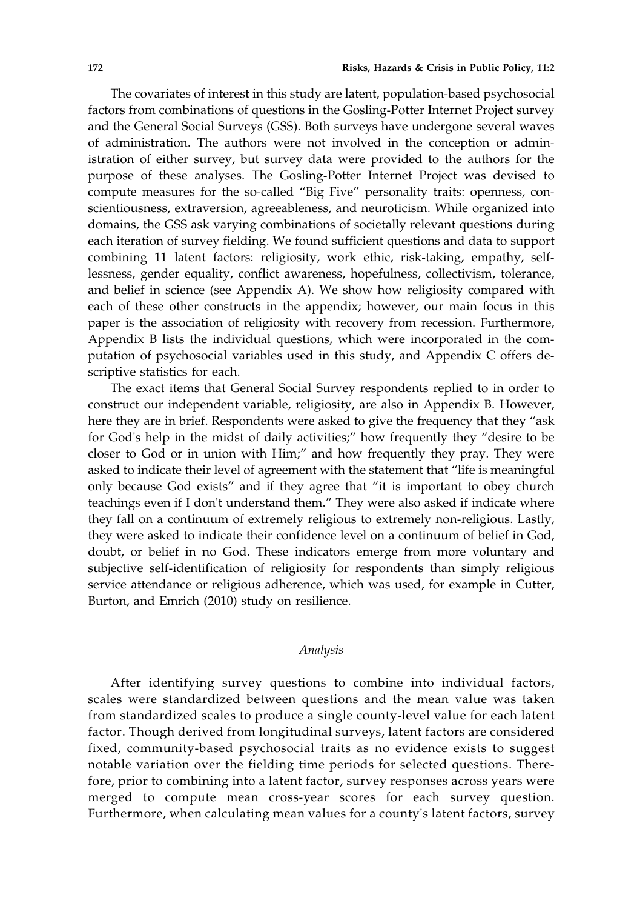The covariates of interest in this study are latent, population-based psychosocial factors from combinations of questions in the Gosling-Potter Internet Project survey and the General Social Surveys (GSS). Both surveys have undergone several waves of administration. The authors were not involved in the conception or administration of either survey, but survey data were provided to the authors for the purpose of these analyses. The Gosling-Potter Internet Project was devised to compute measures for the so-called "Big Five" personality traits: openness, conscientiousness, extraversion, agreeableness, and neuroticism. While organized into domains, the GSS ask varying combinations of societally relevant questions during each iteration of survey fielding. We found sufficient questions and data to support combining 11 latent factors: religiosity, work ethic, risk-taking, empathy, selflessness, gender equality, conflict awareness, hopefulness, collectivism, tolerance, and belief in science (see Appendix A). We show how religiosity compared with each of these other constructs in the appendix; however, our main focus in this paper is the association of religiosity with recovery from recession. Furthermore, Appendix B lists the individual questions, which were incorporated in the computation of psychosocial variables used in this study, and Appendix C offers descriptive statistics for each.

The exact items that General Social Survey respondents replied to in order to construct our independent variable, religiosity, are also in Appendix B. However, here they are in brief. Respondents were asked to give the frequency that they "ask for God's help in the midst of daily activities;" how frequently they "desire to be closer to God or in union with Him;" and how frequently they pray. They were asked to indicate their level of agreement with the statement that "life is meaningful only because God exists" and if they agree that "it is important to obey church teachings even if I don't understand them." They were also asked if indicate where they fall on a continuum of extremely religious to extremely non-religious. Lastly, they were asked to indicate their confidence level on a continuum of belief in God, doubt, or belief in no God. These indicators emerge from more voluntary and subjective self-identification of religiosity for respondents than simply religious service attendance or religious adherence, which was used, for example in Cutter, Burton, and Emrich (2010) study on resilience.

### *Analysis*

After identifying survey questions to combine into individual factors, scales were standardized between questions and the mean value was taken from standardized scales to produce a single county-level value for each latent factor. Though derived from longitudinal surveys, latent factors are considered fixed, community-based psychosocial traits as no evidence exists to suggest notable variation over the fielding time periods for selected questions. Therefore, prior to combining into a latent factor, survey responses across years were merged to compute mean cross-year scores for each survey question. Furthermore, when calculating mean values for a county's latent factors, survey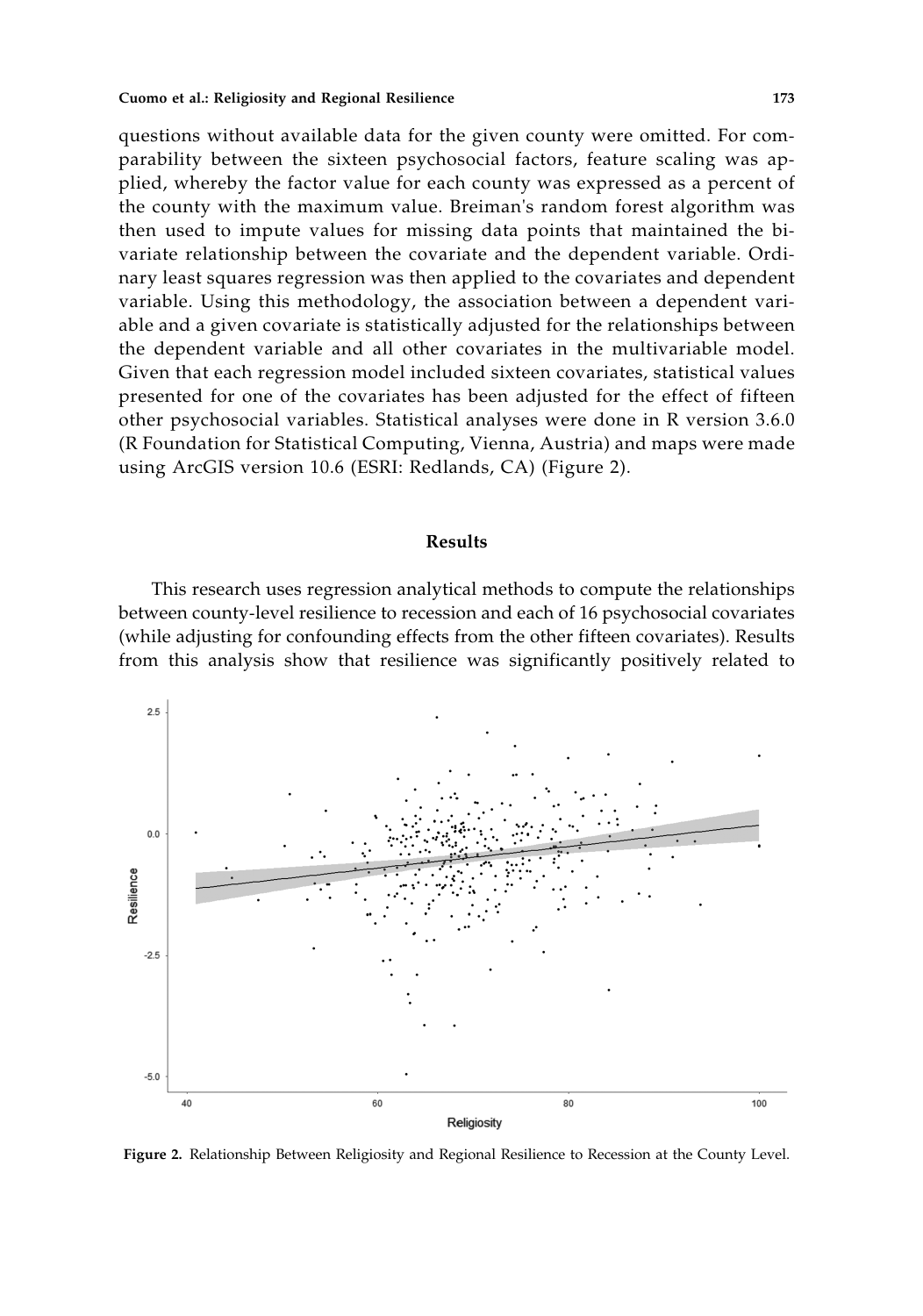questions without available data for the given county were omitted. For comparability between the sixteen psychosocial factors, feature scaling was applied, whereby the factor value for each county was expressed as a percent of the county with the maximum value. Breiman's random forest algorithm was then used to impute values for missing data points that maintained the bivariate relationship between the covariate and the dependent variable. Ordinary least squares regression was then applied to the covariates and dependent variable. Using this methodology, the association between a dependent variable and a given covariate is statistically adjusted for the relationships between the dependent variable and all other covariates in the multivariable model. Given that each regression model included sixteen covariates, statistical values presented for one of the covariates has been adjusted for the effect of fifteen other psychosocial variables. Statistical analyses were done in R version 3.6.0 (R Foundation for Statistical Computing, Vienna, Austria) and maps were made using ArcGIS version 10.6 (ESRI: Redlands, CA) (Figure 2).

## Results

This research uses regression analytical methods to compute the relationships between county-level resilience to recession and each of 16 psychosocial covariates (while adjusting for confounding effects from the other fifteen covariates). Results from this analysis show that resilience was significantly positively related to

**Figure 2.** Relationship Between Religiosity and Regional Resilience to Recession at the County Level.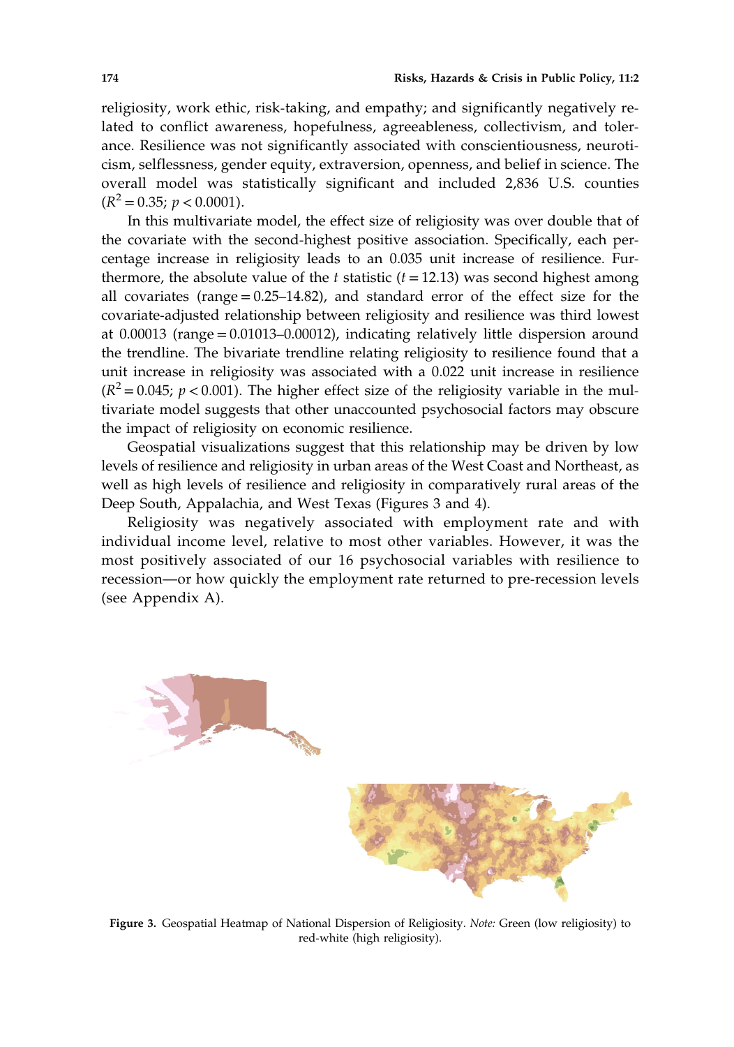religiosity, work ethic, risk-taking, and empathy; and significantly negatively related to conflict awareness, hopefulness, agreeableness, collectivism, and tolerance. Resilience was not significantly associated with conscientiousness, neuroticism, selflessness, gender equity, extraversion, openness, and belief in science. The overall model was statistically significant and included 2,836 U.S. counties ($R^2 = 0.35$; $p < 0.0001$).

In this multivariate model, the effect size of religiosity was over double that of the covariate with the second-highest positive association. Specifically, each percentage increase in religiosity leads to an 0.035 unit increase of resilience. Furthermore, the absolute value of the $t$ statistic ($t = 12.13$) was second highest among all covariates (range = 0.25–14.82), and standard error of the effect size for the covariate-adjusted relationship between religiosity and resilience was third lowest at 0.00013 (range = 0.01013–0.00012), indicating relatively little dispersion around the trendline. The bivariate trendline relating religiosity to resilience found that a unit increase in religiosity was associated with a 0.022 unit increase in resilience ($R^2 = 0.045$; $p < 0.001$). The higher effect size of the religiosity variable in the multivariate model suggests that other unaccounted psychosocial factors may obscure the impact of religiosity on economic resilience.

Geospatial visualizations suggest that this relationship may be driven by low levels of resilience and religiosity in urban areas of the West Coast and Northeast, as well as high levels of resilience and religiosity in comparatively rural areas of the Deep South, Appalachia, and West Texas (Figures 3 and 4).

Religiosity was negatively associated with employment rate and with individual income level, relative to most other variables. However, it was the most positively associated of our 16 psychosocial variables with resilience to recession—or how quickly the employment rate returned to pre-recession levels (see Appendix A).

**Figure 3.** Geospatial Heatmap of National Dispersion of Religiosity. *Note:* Green (low religiosity) to red-white (high religiosity).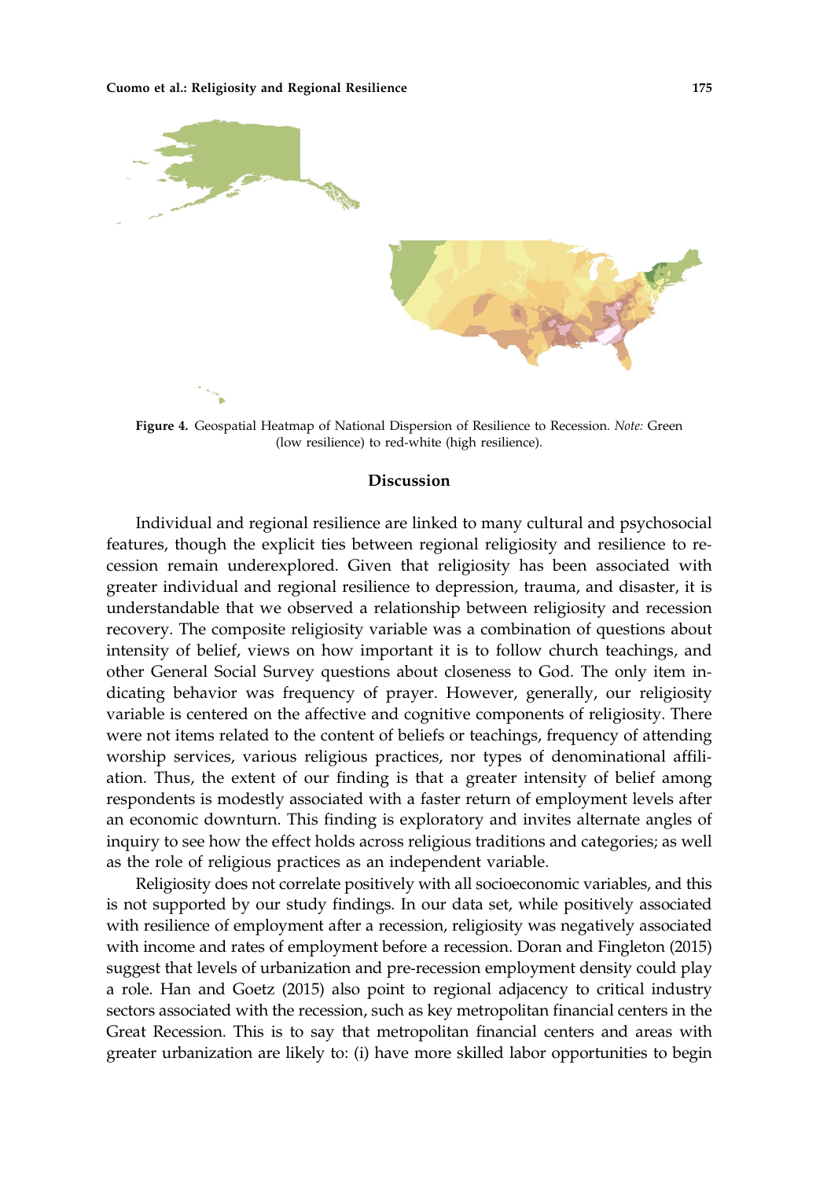**Figure 4.** Geospatial Heatmap of National Dispersion of Resilience to Recession. *Note:* Green (low resilience) to red-white (high resilience).

## Discussion

Individual and regional resilience are linked to many cultural and psychosocial features, though the explicit ties between regional religiosity and resilience to recession remain underexplored. Given that religiosity has been associated with greater individual and regional resilience to depression, trauma, and disaster, it is understandable that we observed a relationship between religiosity and recession recovery. The composite religiosity variable was a combination of questions about intensity of belief, views on how important it is to follow church teachings, and other General Social Survey questions about closeness to God. The only item indicating behavior was frequency of prayer. However, generally, our religiosity variable is centered on the affective and cognitive components of religiosity. There were not items related to the content of beliefs or teachings, frequency of attending worship services, various religious practices, nor types of denominational affiliation. Thus, the extent of our finding is that a greater intensity of belief among respondents is modestly associated with a faster return of employment levels after an economic downturn. This finding is exploratory and invites alternate angles of inquiry to see how the effect holds across religious traditions and categories; as well as the role of religious practices as an independent variable.

Religiosity does not correlate positively with all socioeconomic variables, and this is not supported by our study findings. In our data set, while positively associated with resilience of employment after a recession, religiosity was negatively associated with income and rates of employment before a recession. Doran and Fingleton (2015) suggest that levels of urbanization and pre-recession employment density could play a role. Han and Goetz (2015) also point to regional adjacency to critical industry sectors associated with the recession, such as key metropolitan financial centers in the Great Recession. This is to say that metropolitan financial centers and areas with greater urbanization are likely to: (i) have more skilled labor opportunities to begin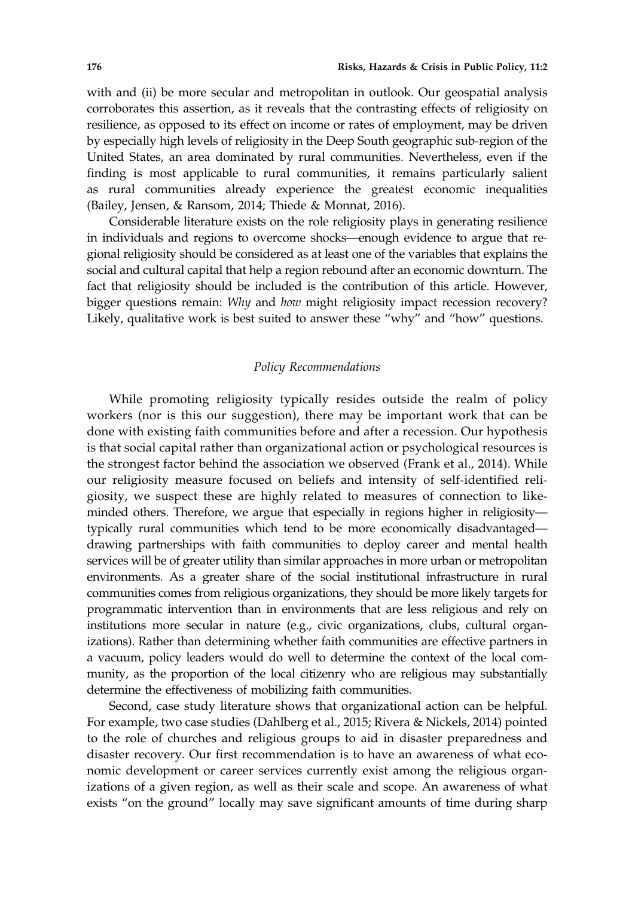with and (ii) be more secular and metropolitan in outlook. Our geospatial analysis corroborates this assertion, as it reveals that the contrasting effects of religiosity on resilience, as opposed to its effect on income or rates of employment, may be driven by especially high levels of religiosity in the Deep South geographic sub-region of the United States, an area dominated by rural communities. Nevertheless, even if the finding is most applicable to rural communities, it remains particularly salient as rural communities already experience the greatest economic inequalities (Bailey, Jensen, & Ransom, 2014; Thiede & Monnat, 2016).

Considerable literature exists on the role religiosity plays in generating resilience in individuals and regions to overcome shocks—enough evidence to argue that regional religiosity should be considered as at least one of the variables that explains the social and cultural capital that help a region rebound after an economic downturn. The fact that religiosity should be included is the contribution of this article. However, bigger questions remain: *Why* and *how* might religiosity impact recession recovery? Likely, qualitative work is best suited to answer these "why" and "how" questions.

### *Policy Recommendations*

While promoting religiosity typically resides outside the realm of policy workers (nor is this our suggestion), there may be important work that can be done with existing faith communities before and after a recession. Our hypothesis is that social capital rather than organizational action or psychological resources is the strongest factor behind the association we observed (Frank et al., 2014). While our religiosity measure focused on beliefs and intensity of self-identified religiosity, we suspect these are highly related to measures of connection to like-minded others. Therefore, we argue that especially in regions higher in religiosity—typically rural communities which tend to be more economically disadvantaged—drawing partnerships with faith communities to deploy career and mental health services will be of greater utility than similar approaches in more urban or metropolitan environments. As a greater share of the social institutional infrastructure in rural communities comes from religious organizations, they should be more likely targets for programmatic intervention than in environments that are less religious and rely on institutions more secular in nature (e.g., civic organizations, clubs, cultural organizations). Rather than determining whether faith communities are effective partners in a vacuum, policy leaders would do well to determine the context of the local community, as the proportion of the local citizenry who are religious may substantially determine the effectiveness of mobilizing faith communities.

Second, case study literature shows that organizational action can be helpful. For example, two case studies (Dahlberg et al., 2015; Rivera & Nickels, 2014) pointed to the role of churches and religious groups to aid in disaster preparedness and disaster recovery. Our first recommendation is to have an awareness of what economic development or career services currently exist among the religious organizations of a given region, as well as their scale and scope. An awareness of what exists "on the ground" locally may save significant amounts of time during sharp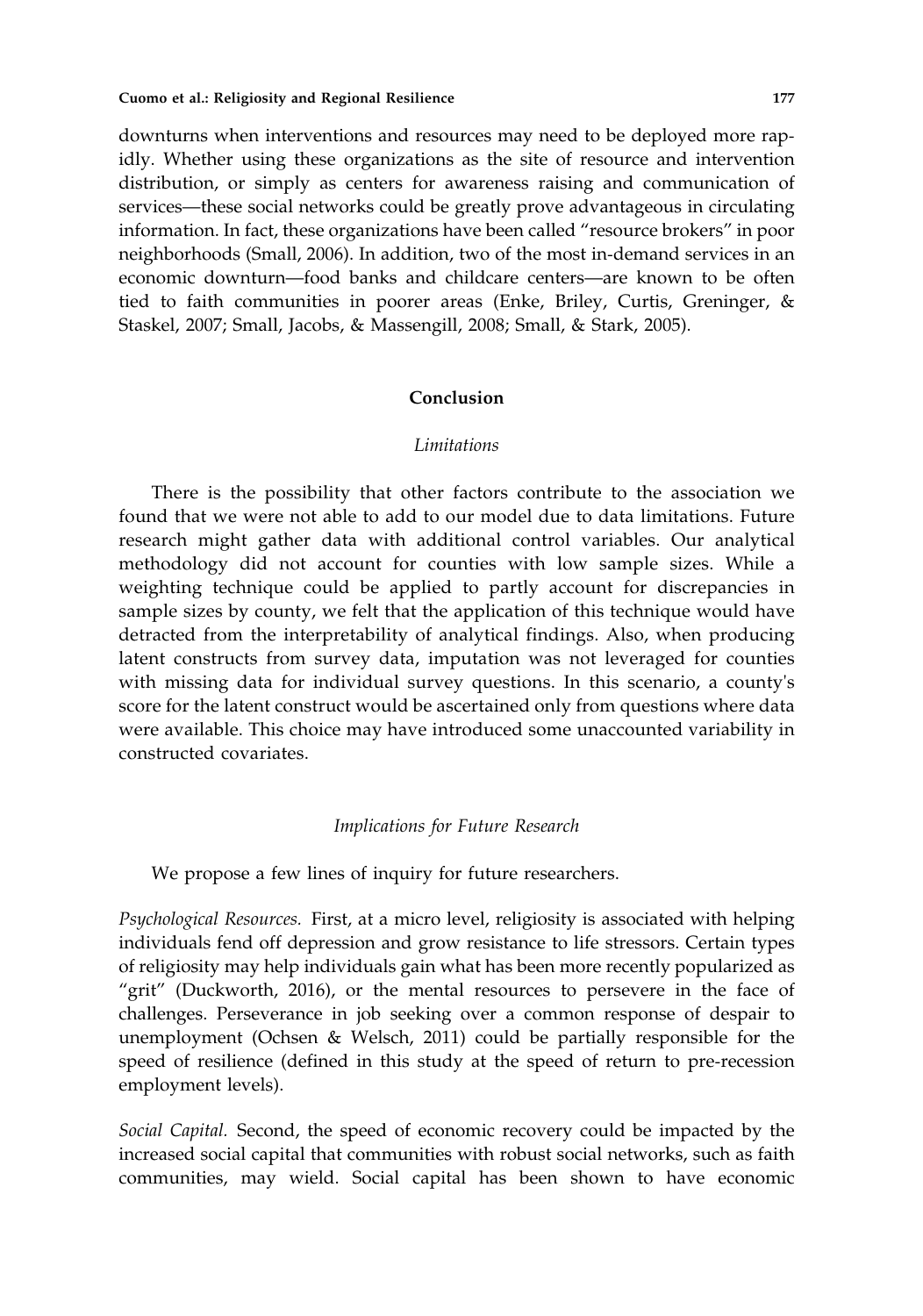downturns when interventions and resources may need to be deployed more rapidly. Whether using these organizations as the site of resource and intervention distribution, or simply as centers for awareness raising and communication of services—these social networks could be greatly prove advantageous in circulating information. In fact, these organizations have been called "resource brokers" in poor neighborhoods (Small, 2006). In addition, two of the most in-demand services in an economic downturn—food banks and childcare centers—are known to be often tied to faith communities in poorer areas (Enke, Briley, Curtis, Greninger, & Staskel, 2007; Small, Jacobs, & Massengill, 2008; Small, & Stark, 2005).

## Conclusion

### *Limitations*

There is the possibility that other factors contribute to the association we found that we were not able to add to our model due to data limitations. Future research might gather data with additional control variables. Our analytical methodology did not account for counties with low sample sizes. While a weighting technique could be applied to partly account for discrepancies in sample sizes by county, we felt that the application of this technique would have detracted from the interpretability of analytical findings. Also, when producing latent constructs from survey data, imputation was not leveraged for counties with missing data for individual survey questions. In this scenario, a county's score for the latent construct would be ascertained only from questions where data were available. This choice may have introduced some unaccounted variability in constructed covariates.

### *Implications for Future Research*

We propose a few lines of inquiry for future researchers.

*Psychological Resources.* First, at a micro level, religiosity is associated with helping individuals fend off depression and grow resistance to life stressors. Certain types of religiosity may help individuals gain what has been more recently popularized as "grit" (Duckworth, 2016), or the mental resources to persevere in the face of challenges. Perseverance in job seeking over a common response of despair to unemployment (Ochsen & Welsch, 2011) could be partially responsible for the speed of resilience (defined in this study at the speed of return to pre-recession employment levels).

*Social Capital.* Second, the speed of economic recovery could be impacted by the increased social capital that communities with robust social networks, such as faith communities, may wield. Social capital has been shown to have economic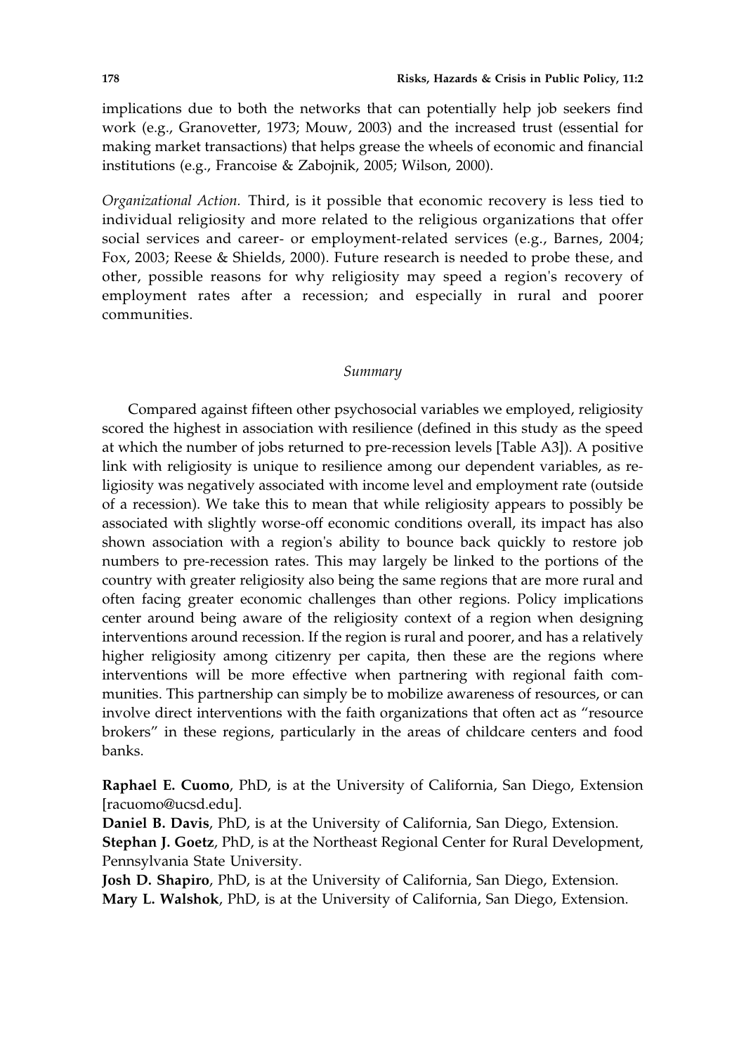implications due to both the networks that can potentially help job seekers find work (e.g., Granovetter, 1973; Mouw, 2003) and the increased trust (essential for making market transactions) that helps grease the wheels of economic and financial institutions (e.g., Francoise & Zabojnik, 2005; Wilson, 2000).

*Organizational Action.* Third, is it possible that economic recovery is less tied to individual religiosity and more related to the religious organizations that offer social services and career- or employment-related services (e.g., Barnes, 2004; Fox, 2003; Reese & Shields, 2000). Future research is needed to probe these, and other, possible reasons for why religiosity may speed a region's recovery of employment rates after a recession; and especially in rural and poorer communities.

### *Summary*

Compared against fifteen other psychosocial variables we employed, religiosity scored the highest in association with resilience (defined in this study as the speed at which the number of jobs returned to pre-recession levels [Table A3]). A positive link with religiosity is unique to resilience among our dependent variables, as religiosity was negatively associated with income level and employment rate (outside of a recession). We take this to mean that while religiosity appears to possibly be associated with slightly worse-off economic conditions overall, its impact has also shown association with a region's ability to bounce back quickly to restore job numbers to pre-recession rates. This may largely be linked to the portions of the country with greater religiosity also being the same regions that are more rural and often facing greater economic challenges than other regions. Policy implications center around being aware of the religiosity context of a region when designing interventions around recession. If the region is rural and poorer, and has a relatively higher religiosity among citizenry per capita, then these are the regions where interventions will be more effective when partnering with regional faith communities. This partnership can simply be to mobilize awareness of resources, or can involve direct interventions with the faith organizations that often act as "resource brokers" in these regions, particularly in the areas of childcare centers and food banks.

**Raphael E. Cuomo**, PhD, is at the University of California, San Diego, Extension [racuomo@ucsd.edu].

**Daniel B. Davis**, PhD, is at the University of California, San Diego, Extension.

**Stephan J. Goetz**, PhD, is at the Northeast Regional Center for Rural Development, Pennsylvania State University.

**Josh D. Shapiro**, PhD, is at the University of California, San Diego, Extension.

**Mary L. Walshok**, PhD, is at the University of California, San Diego, Extension.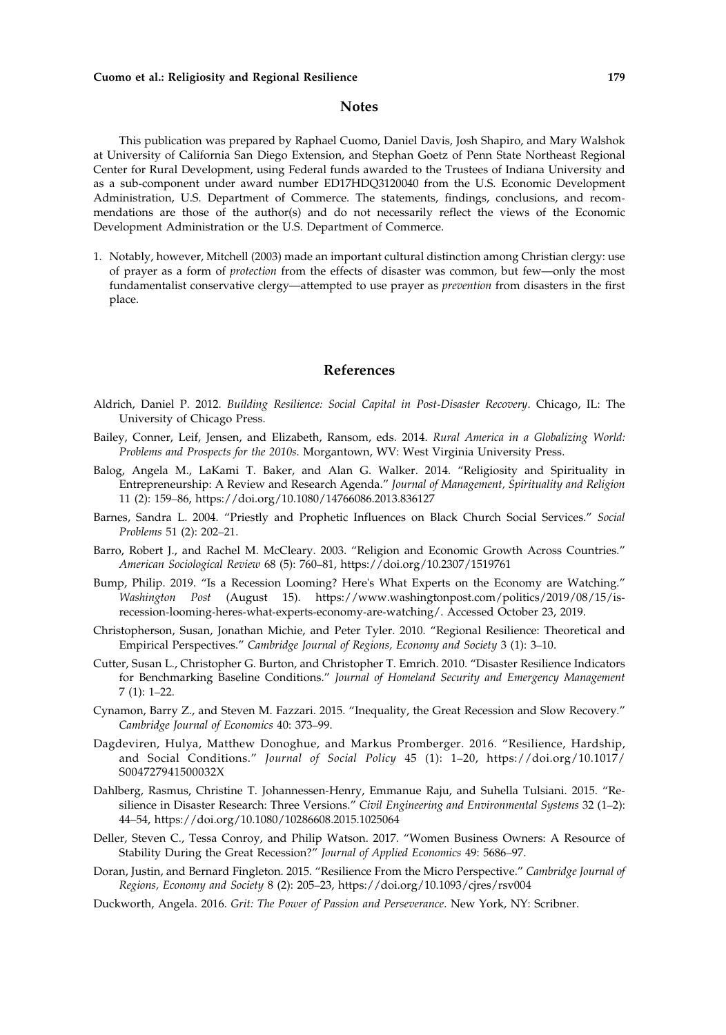## Notes

This publication was prepared by Raphael Cuomo, Daniel Davis, Josh Shapiro, and Mary Walshok at University of California San Diego Extension, and Stephan Goetz of Penn State Northeast Regional Center for Rural Development, using Federal funds awarded to the Trustees of Indiana University and as a sub-component under award number ED17HDQ3120040 from the U.S. Economic Development Administration, U.S. Department of Commerce. The statements, findings, conclusions, and recommendations are those of the author(s) and do not necessarily reflect the views of the Economic Development Administration or the U.S. Department of Commerce.

1. Notably, however, Mitchell (2003) made an important cultural distinction among Christian clergy: use of prayer as a form of *protection* from the effects of disaster was common, but few—only the most fundamentalist conservative clergy—attempted to use prayer as *prevention* from disasters in the first place.

## References

Aldrich, Daniel P. 2012. *Building Resilience: Social Capital in Post-Disaster Recovery*. Chicago, IL: The University of Chicago Press.

Bailey, Conner, Leif, Jensen, and Elizabeth, Ransom, eds. 2014. *Rural America in a Globalizing World: Problems and Prospects for the 2010s*. Morgantown, WV: West Virginia University Press.

Balog, Angela M., LaKami T. Baker, and Alan G. Walker. 2014. "Religiosity and Spirituality in Entrepreneurship: A Review and Research Agenda." *Journal of Management, Spirituality and Religion* 11 (2): 159–86, https://doi.org/10.1080/14766086.2013.836127

Barnes, Sandra L. 2004. "Priestly and Prophetic Influences on Black Church Social Services." *Social Problems* 51 (2): 202–21.

Barro, Robert J., and Rachel M. McCleary. 2003. "Religion and Economic Growth Across Countries." *American Sociological Review* 68 (5): 760–81, https://doi.org/10.2307/1519761

Bump, Philip. 2019. "Is a Recession Looming? Here's What Experts on the Economy are Watching." *Washington Post* (August 15). https://www.washingtonpost.com/politics/2019/08/15/is-recession-looming-heres-what-experts-economy-are-watching/. Accessed October 23, 2019.

Christopherson, Susan, Jonathan Michie, and Peter Tyler. 2010. "Regional Resilience: Theoretical and Empirical Perspectives." *Cambridge Journal of Regions, Economy and Society* 3 (1): 3–10.

Cutter, Susan L., Christopher G. Burton, and Christopher T. Emrich. 2010. "Disaster Resilience Indicators for Benchmarking Baseline Conditions." *Journal of Homeland Security and Emergency Management* 7 (1): 1–22.

Cynamon, Barry Z., and Steven M. Fazzari. 2015. "Inequality, the Great Recession and Slow Recovery." *Cambridge Journal of Economics* 40: 373–99.

Dagdeviren, Hulya, Matthew Donoghue, and Markus Promberger. 2016. "Resilience, Hardship, and Social Conditions." *Journal of Social Policy* 45 (1): 1–20, https://doi.org/10.1017/S004727941500032X

Dahlberg, Rasmus, Christine T. Johannessen-Henry, Emmanue Raju, and Suhella Tulsiani. 2015. "Resilience in Disaster Research: Three Versions." *Civil Engineering and Environmental Systems* 32 (1–2): 44–54, https://doi.org/10.1080/10286608.2015.1025064

Deller, Steven C., Tessa Conroy, and Philip Watson. 2017. "Women Business Owners: A Resource of Stability During the Great Recession?" *Journal of Applied Economics* 49: 5686–97.

Doran, Justin, and Bernard Fingleton. 2015. "Resilience From the Micro Perspective." *Cambridge Journal of Regions, Economy and Society* 8 (2): 205–23, https://doi.org/10.1093/cjres/rsv004

Duckworth, Angela. 2016. *Grit: The Power of Passion and Perseverance*. New York, NY: Scribner.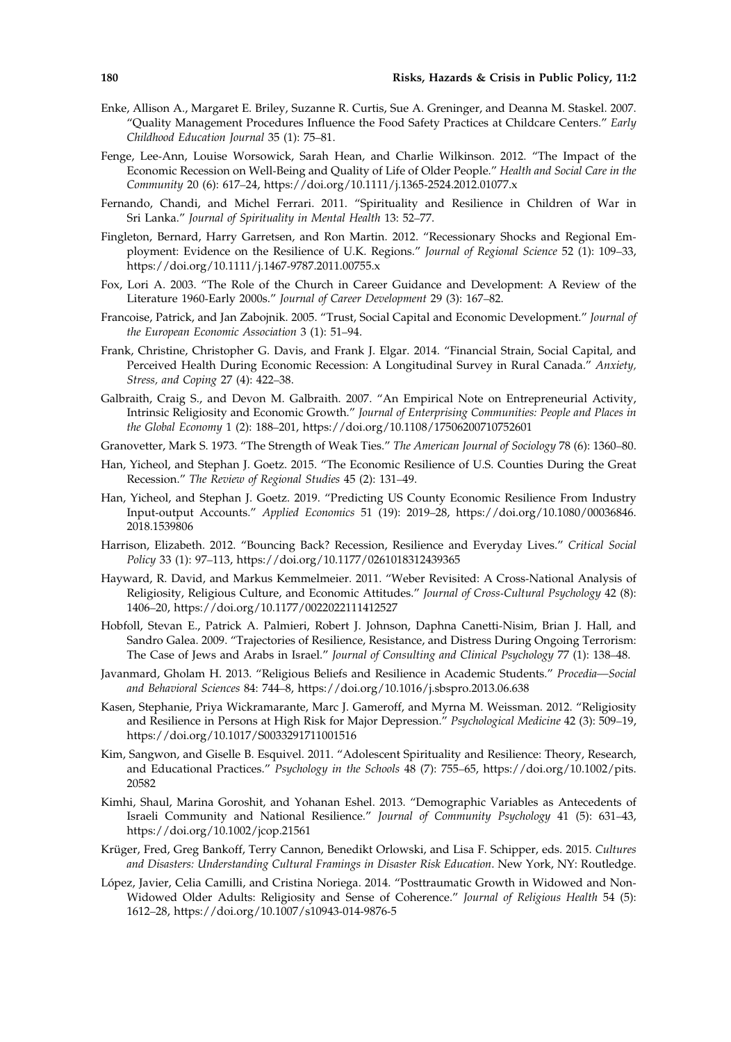Enke, Allison A., Margaret E. Briley, Suzanne R. Curtis, Sue A. Greninger, and Deanna M. Staskel. 2007. "Quality Management Procedures Influence the Food Safety Practices at Childcare Centers." *Early Childhood Education Journal* 35 (1): 75–81.

Fenge, Lee-Ann, Louise Worsowick, Sarah Hean, and Charlie Wilkinson. 2012. "The Impact of the Economic Recession on Well-Being and Quality of Life of Older People." *Health and Social Care in the Community* 20 (6): 617–24, https://doi.org/10.1111/j.1365-2524.2012.01077.x

Fernando, Chandi, and Michel Ferrari. 2011. "Spirituality and Resilience in Children of War in Sri Lanka." *Journal of Spirituality in Mental Health* 13: 52–77.

Fingleton, Bernard, Harry Garretsen, and Ron Martin. 2012. "Recessionary Shocks and Regional Employment: Evidence on the Resilience of U.K. Regions." *Journal of Regional Science* 52 (1): 109–33, https://doi.org/10.1111/j.1467-9787.2011.00755.x

Fox, Lori A. 2003. "The Role of the Church in Career Guidance and Development: A Review of the Literature 1960-Early 2000s." *Journal of Career Development* 29 (3): 167–82.

Francoise, Patrick, and Jan Zabojnik. 2005. "Trust, Social Capital and Economic Development." *Journal of the European Economic Association* 3 (1): 51–94.

Frank, Christine, Christopher G. Davis, and Frank J. Elgar. 2014. "Financial Strain, Social Capital, and Perceived Health During Economic Recession: A Longitudinal Survey in Rural Canada." *Anxiety, Stress, and Coping* 27 (4): 422–38.

Galbraith, Craig S., and Devon M. Galbraith. 2007. "An Empirical Note on Entrepreneurial Activity, Intrinsic Religiosity and Economic Growth." *Journal of Enterprising Communities: People and Places in the Global Economy* 1 (2): 188–201, https://doi.org/10.1108/17506200710752601

Granovetter, Mark S. 1973. "The Strength of Weak Ties." *The American Journal of Sociology* 78 (6): 1360–80.

Han, Yicheol, and Stephan J. Goetz. 2015. "The Economic Resilience of U.S. Counties During the Great Recession." *The Review of Regional Studies* 45 (2): 131–49.

Han, Yicheol, and Stephan J. Goetz. 2019. "Predicting US County Economic Resilience From Industry Input-output Accounts." *Applied Economics* 51 (19): 2019–28, https://doi.org/10.1080/00036846.2018.1539806

Harrison, Elizabeth. 2012. "Bouncing Back? Recession, Resilience and Everyday Lives." *Critical Social Policy* 33 (1): 97–113, https://doi.org/10.1177/0261018312439365

Hayward, R. David, and Markus Kemmelmeier. 2011. "Weber Revisited: A Cross-National Analysis of Religiosity, Religious Culture, and Economic Attitudes." *Journal of Cross-Cultural Psychology* 42 (8): 1406–20, https://doi.org/10.1177/0022022111412527

Hobfoll, Stevan E., Patrick A. Palmieri, Robert J. Johnson, Daphna Canetti-Nisim, Brian J. Hall, and Sandro Galea. 2009. "Trajectories of Resilience, Resistance, and Distress During Ongoing Terrorism: The Case of Jews and Arabs in Israel." *Journal of Consulting and Clinical Psychology* 77 (1): 138–48.

Javanmard, Gholam H. 2013. "Religious Beliefs and Resilience in Academic Students." *Procedia—Social and Behavioral Sciences* 84: 744–8, https://doi.org/10.1016/j.sbspro.2013.06.638

Kasen, Stephanie, Priya Wickramaratne, Marc J. Gameroff, and Myrna M. Weissman. 2012. "Religiosity and Resilience in Persons at High Risk for Major Depression." *Psychological Medicine* 42 (3): 509–19, https://doi.org/10.1017/S0033291711001516

Kim, Sangwon, and Giselle B. Esquivel. 2011. "Adolescent Spirituality and Resilience: Theory, Research, and Educational Practices." *Psychology in the Schools* 48 (7): 755–65, https://doi.org/10.1002/pits.20582

Kimhi, Shaul, Marina Goroshit, and Yohanan Eshel. 2013. "Demographic Variables as Antecedents of Israeli Community and National Resilience." *Journal of Community Psychology* 41 (5): 631–43, https://doi.org/10.1002/jcop.21561

Krüger, Fred, Greg Bankoff, Terry Cannon, Benedikt Orlowski, and Lisa F. Schipper, eds. 2015. *Cultures and Disasters: Understanding Cultural Framings in Disaster Risk Education*. New York, NY: Routledge.

López, Javier, Celia Camilli, and Cristina Noriega. 2014. "Posttraumatic Growth in Widowed and Non-Widowed Older Adults: Religiosity and Sense of Coherence." *Journal of Religious Health* 54 (5): 1612–28, https://doi.org/10.1007/s10943-014-9876-5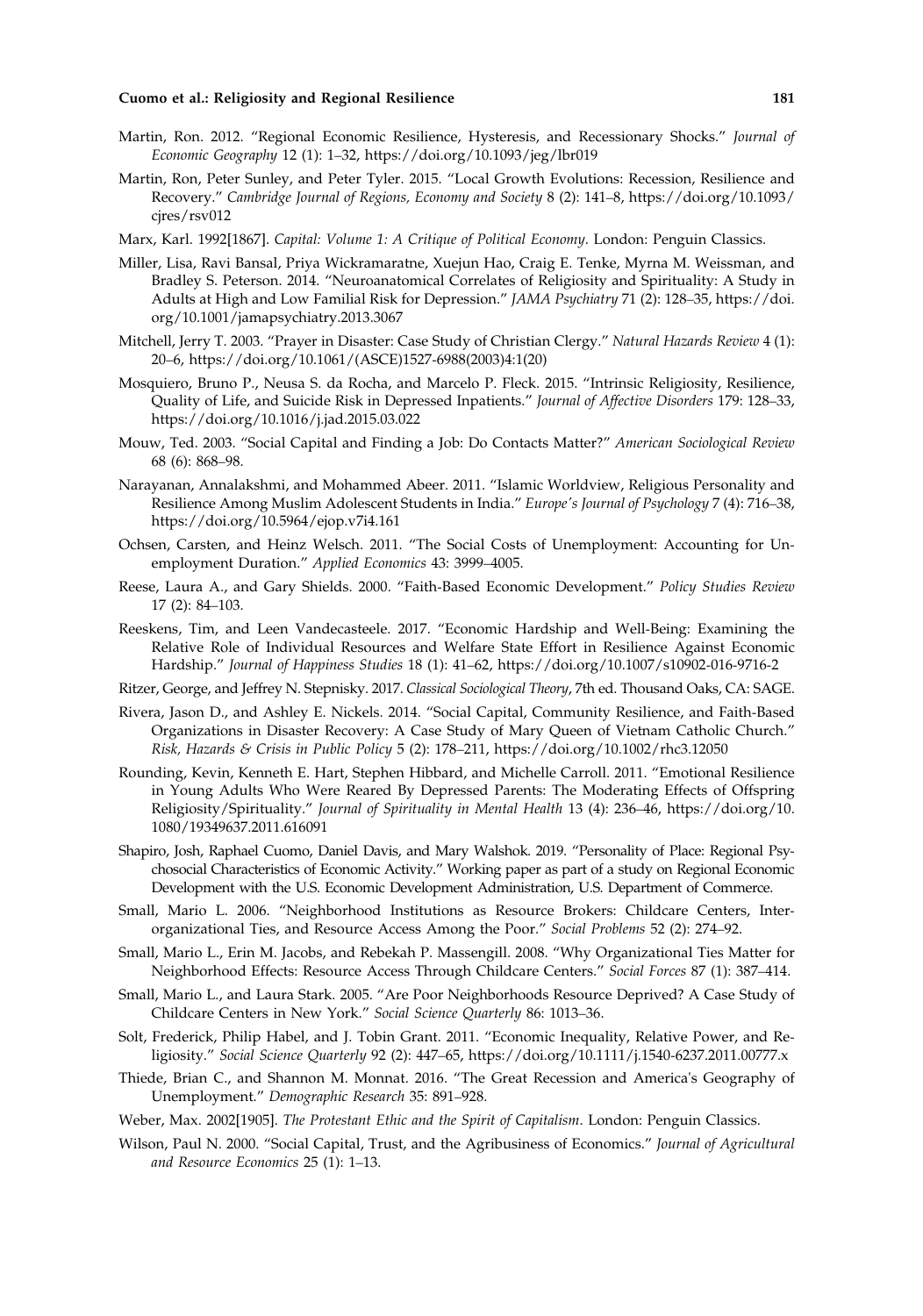Martin, Ron. 2012. "Regional Economic Resilience, Hysteresis, and Recessionary Shocks." *Journal of Economic Geography* 12 (1): 1–32, https://doi.org/10.1093/jeg/lbr019

Martin, Ron, Peter Sunley, and Peter Tyler. 2015. "Local Growth Evolutions: Recession, Resilience and Recovery." *Cambridge Journal of Regions, Economy and Society* 8 (2): 141–8, https://doi.org/10.1093/cjres/rsv012

Marx, Karl. 1992[1867]. *Capital: Volume 1: A Critique of Political Economy*. London: Penguin Classics.

Miller, Lisa, Ravi Bansal, Priya Wickramaratne, Xuejun Hao, Craig E. Tenke, Myrna M. Weissman, and Bradley S. Peterson. 2014. "Neuroanatomical Correlates of Religiosity and Spirituality: A Study in Adults at High and Low Familial Risk for Depression." *JAMA Psychiatry* 71 (2): 128–35, https://doi.org/10.1001/jamapsychiatry.2013.3067

Mitchell, Jerry T. 2003. "Prayer in Disaster: Case Study of Christian Clergy." *Natural Hazards Review* 4 (1): 20–6, https://doi.org/10.1061/(ASCE)1527-6988(2003)4:1(20)

Mosquiero, Bruno P., Neusa S. da Rocha, and Marcelo P. Fleck. 2015. "Intrinsic Religiosity, Resilience, Quality of Life, and Suicide Risk in Depressed Inpatients." *Journal of Affective Disorders* 179: 128–33, https://doi.org/10.1016/j.jad.2015.03.022

Mouw, Ted. 2003. "Social Capital and Finding a Job: Do Contacts Matter?" *American Sociological Review* 68 (6): 868–98.

Narayanan, Annalakshmi, and Mohammed Abeer. 2011. "Islamic Worldview, Religious Personality and Resilience Among Muslim Adolescent Students in India." *Europe's Journal of Psychology* 7 (4): 716–38, https://doi.org/10.5964/ejop.v7i4.161

Ochsen, Carsten, and Heinz Welsch. 2011. "The Social Costs of Unemployment: Accounting for Unemployment Duration." *Applied Economics* 43: 3999–4005.

Reese, Laura A., and Gary Shields. 2000. "Faith-Based Economic Development." *Policy Studies Review* 17 (2): 84–103.

Reeskens, Tim, and Leen Vandecasteele. 2017. "Economic Hardship and Well-Being: Examining the Relative Role of Individual Resources and Welfare State Effort in Resilience Against Economic Hardship." *Journal of Happiness Studies* 18 (1): 41–62, https://doi.org/10.1007/s10902-016-9716-2

Ritzer, George, and Jeffrey N. Stepnisky. 2017. *Classical Sociological Theory*, 7th ed. Thousand Oaks, CA: SAGE.

Rivera, Jason D., and Ashley E. Nickels. 2014. "Social Capital, Community Resilience, and Faith-Based Organizations in Disaster Recovery: A Case Study of Mary Queen of Vietnam Catholic Church." *Risk, Hazards & Crisis in Public Policy* 5 (2): 178–211, https://doi.org/10.1002/rhc3.12050

Rounding, Kevin, Kenneth E. Hart, Stephen Hibbard, and Michelle Carroll. 2011. "Emotional Resilience in Young Adults Who Were Reared By Depressed Parents: The Moderating Effects of Offspring Religiosity/Spirituality." *Journal of Spirituality in Mental Health* 13 (4): 236–46, https://doi.org/10.1080/19349637.2011.616091

Shapiro, Josh, Raphael Cuomo, Daniel Davis, and Mary Walshok. 2019. "Personality of Place: Regional Psychosocial Characteristics of Economic Activity." Working paper as part of a study on Regional Economic Development with the U.S. Economic Development Administration, U.S. Department of Commerce.

Small, Mario L. 2006. "Neighborhood Institutions as Resource Brokers: Childcare Centers, Interorganizational Ties, and Resource Access Among the Poor." *Social Problems* 52 (2): 274–92.

Small, Mario L., Erin M. Jacobs, and Rebekah P. Massengill. 2008. "Why Organizational Ties Matter for Neighborhood Effects: Resource Access Through Childcare Centers." *Social Forces* 87 (1): 387–414.

Small, Mario L., and Laura Stark. 2005. "Are Poor Neighborhoods Resource Deprived? A Case Study of Childcare Centers in New York." *Social Science Quarterly* 86: 1013–36.

Solt, Frederick, Philip Habel, and J. Tobin Grant. 2011. "Economic Inequality, Relative Power, and Religiosity." *Social Science Quarterly* 92 (2): 447–65, https://doi.org/10.1111/j.1540-6237.2011.00777.x

Thiede, Brian C., and Shannon M. Monnat. 2016. "The Great Recession and America's Geography of Unemployment." *Demographic Research* 35: 891–928.

Weber, Max. 2002[1905]. *The Protestant Ethic and the Spirit of Capitalism*. London: Penguin Classics.

Wilson, Paul N. 2000. "Social Capital, Trust, and the Agribusiness of Economics." *Journal of Agricultural and Resource Economics* 25 (1): 1–13.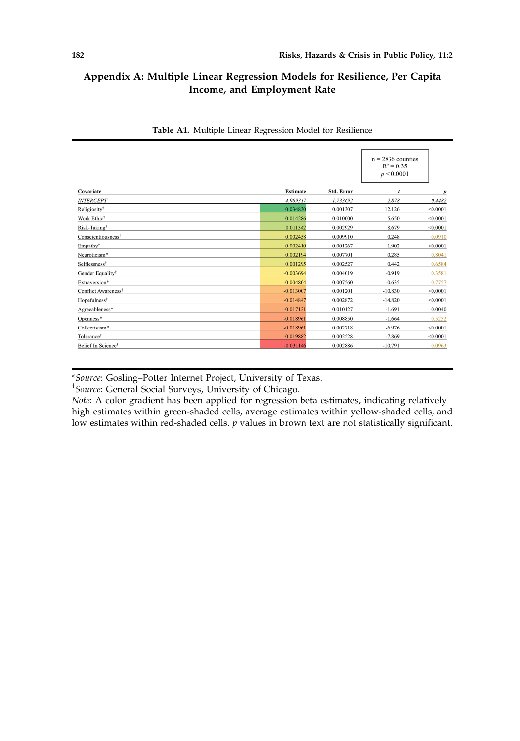## Appendix A: Multiple Linear Regression Models for Resilience, Per Capita Income, and Employment Rate

**Table A1.** Multiple Linear Regression Model for Resilience

n = 2836 counties
$R^2 = 0.35$
$p < 0.0001$

| Covariate | Estimate | Std. Error | $t$ | $p$ |
|---|---|---|---|---|
| *INTERCEPT* | *4.989317* | *1.733692* | *2.878* | *0.4482* |
| Religiosity† | 0.034830 | 0.001307 | 12.126 | <0.0001 |
| Work Ethic† | 0.014286 | 0.010000 | 5.650 | <0.0001 |
| Risk-Taking† | 0.011342 | 0.002929 | 8.679 | <0.0001 |
| Conscientiousness† | 0.002458 | 0.009910 | 0.248 | 0.0910 |
| Empathy† | 0.002410 | 0.001267 | 1.902 | <0.0001 |
| Neuroticism* | 0.002194 | 0.007701 | 0.285 | 0.8041 |
| Selflessness† | 0.001295 | 0.002527 | 0.442 | 0.6584 |
| Gender Equality† | -0.003694 | 0.004019 | -0.919 | 0.3581 |
| Extraversion* | -0.004804 | 0.007560 | -0.635 | 0.7757 |
| Conflict Awareness† | -0.013007 | 0.001201 | -10.830 | <0.0001 |
| Hopefulness† | -0.014847 | 0.002872 | -14.820 | <0.0001 |
| Agreeableness* | -0.017121 | 0.010127 | -1.691 | 0.0040 |
| Openness* | -0.018961 | 0.008850 | -1.664 | 0.5252 |
| Collectivism* | -0.018961 | 0.002718 | -6.976 | <0.0001 |
| Tolerance† | -0.019882 | 0.002528 | -7.869 | <0.0001 |
| Belief In Science† | -0.031146 | 0.002886 | -10.791 | 0.0963 |

\**Source*: Gosling–Potter Internet Project, University of Texas.
†*Source*: General Social Surveys, University of Chicago.
*Note*: A color gradient has been applied for regression beta estimates, indicating relatively high estimates within green-shaded cells, average estimates within yellow-shaded cells, and low estimates within red-shaded cells. $p$ values in brown text are not statistically significant.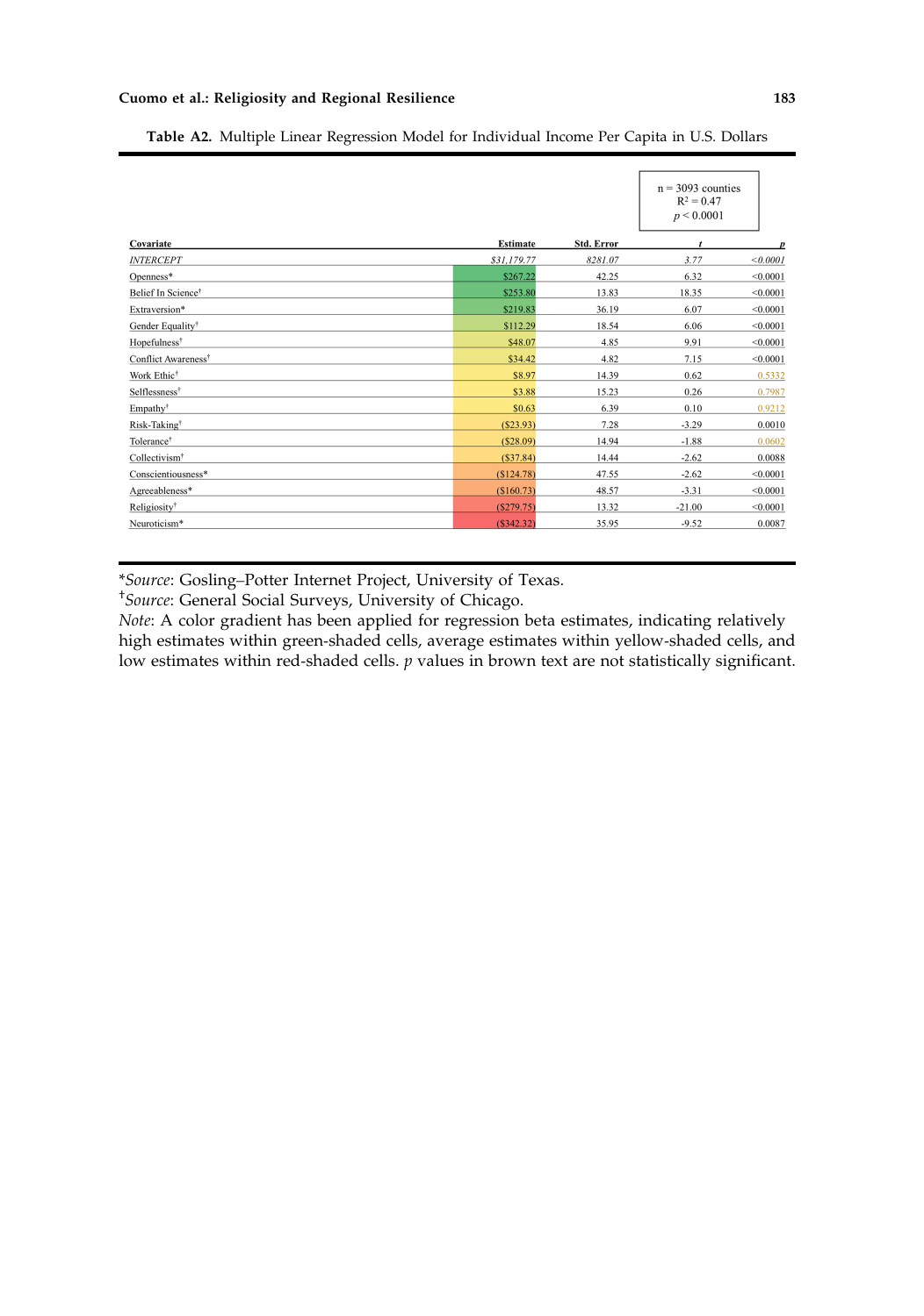**Table A2.** Multiple Linear Regression Model for Individual Income Per Capita in U.S. Dollars

n = 3093 counties
$R^2 = 0.47$
$p < 0.0001$

| Covariate | Estimate | Std. Error | *t* | *p* |
|---|---|---|---|---|
| *INTERCEPT* | *$31,179.77* | *8281.07* | *3.77* | *<0.0001* |
| Openness* | $267.22 | 42.25 | 6.32 | <0.0001 |
| Belief In Science† | $253.80 | 13.83 | 18.35 | <0.0001 |
| Extraversion* | $219.83 | 36.19 | 6.07 | <0.0001 |
| Gender Equality† | $112.29 | 18.54 | 6.06 | <0.0001 |
| Hopefulness† | $48.07 | 4.85 | 9.91 | <0.0001 |
| Conflict Awareness† | $34.42 | 4.82 | 7.15 | <0.0001 |
| Work Ethic† | $8.97 | 14.39 | 0.62 | 0.5332 |
| Selflessness† | $3.88 | 15.23 | 0.26 | 0.7987 |
| Empathy† | $0.63 | 6.39 | 0.10 | 0.9212 |
| Risk-Taking† | ($23.93) | 7.28 | -3.29 | 0.0010 |
| Tolerance† | ($28.09) | 14.94 | -1.88 | 0.0602 |
| Collectivism† | ($37.84) | 14.44 | -2.62 | 0.0088 |
| Conscientiousness* | ($124.78) | 47.55 | -2.62 | <0.0001 |
| Agreeableness* | ($160.73) | 48.57 | -3.31 | <0.0001 |
| Religiosity† | ($279.75) | 13.32 | -21.00 | <0.0001 |
| Neuroticism* | ($342.32) | 35.95 | -9.52 | 0.0087 |

*\*Source*: Gosling–Potter Internet Project, University of Texas.
*†Source*: General Social Surveys, University of Chicago.
*Note*: A color gradient has been applied for regression beta estimates, indicating relatively high estimates within green-shaded cells, average estimates within yellow-shaded cells, and low estimates within red-shaded cells. *p* values in brown text are not statistically significant.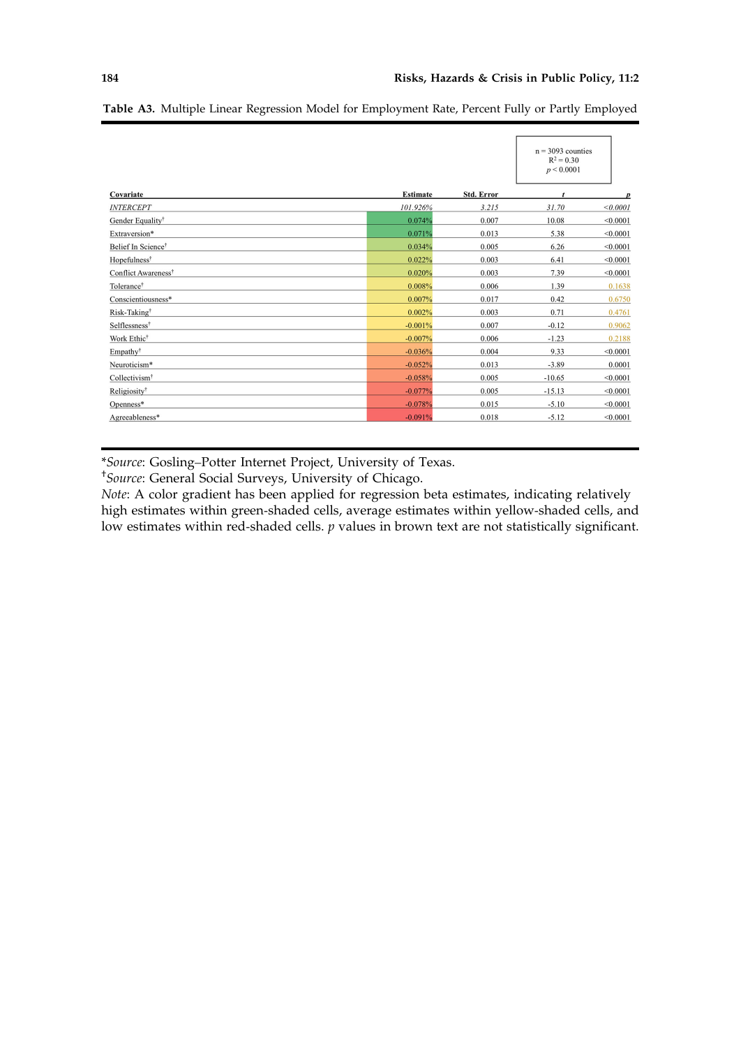**Table A3.** Multiple Linear Regression Model for Employment Rate, Percent Fully or Partly Employed

n = 3093 counties
$R^2 = 0.30$
$p < 0.0001$

| Covariate | Estimate | Std. Error | $t$ | $p$ |
|---|---|---|---|---|
| *INTERCEPT* | *101.926%* | *3.215* | *31.70* | *<0.0001* |
| Gender Equality† | 0.074% | 0.007 | 10.08 | <0.0001 |
| Extraversion* | 0.071% | 0.013 | 5.38 | <0.0001 |
| Belief In Science† | 0.034% | 0.005 | 6.26 | <0.0001 |
| Hopefulness† | 0.022% | 0.003 | 6.41 | <0.0001 |
| Conflict Awareness† | 0.020% | 0.003 | 7.39 | <0.0001 |
| Tolerance† | 0.008% | 0.006 | 1.39 | 0.1638 |
| Conscientiousness* | 0.007% | 0.017 | 0.42 | 0.6750 |
| Risk-Taking† | 0.002% | 0.003 | 0.71 | 0.4761 |
| Selflessness† | -0.001% | 0.007 | -0.12 | 0.9062 |
| Work Ethic† | -0.007% | 0.006 | -1.23 | 0.2188 |
| Empathy† | -0.036% | 0.004 | 9.33 | <0.0001 |
| Neuroticism* | -0.052% | 0.013 | -3.89 | 0.0001 |
| Collectivism† | -0.058% | 0.005 | -10.65 | <0.0001 |
| Religiosity† | -0.077% | 0.005 | -15.13 | <0.0001 |
| Openness* | -0.078% | 0.015 | -5.10 | <0.0001 |
| Agreeableness* | -0.091% | 0.018 | -5.12 | <0.0001 |

*\*Source*: Gosling–Potter Internet Project, University of Texas.
*†Source*: General Social Surveys, University of Chicago.
*Note*: A color gradient has been applied for regression beta estimates, indicating relatively high estimates within green-shaded cells, average estimates within yellow-shaded cells, and low estimates within red-shaded cells. $p$ values in brown text are not statistically significant.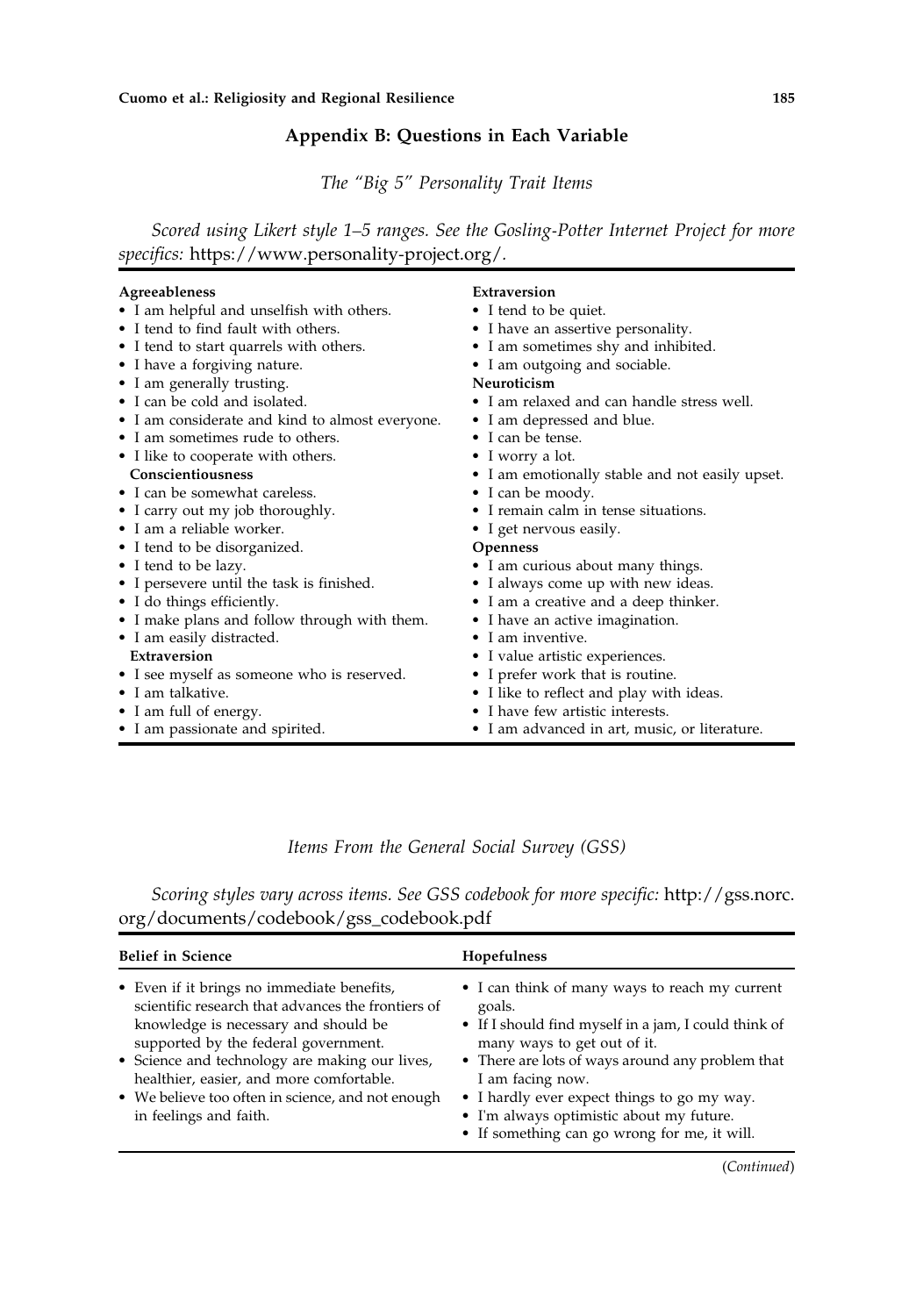## Appendix B: Questions in Each Variable

*The "Big 5" Personality Trait Items*

*Scored using Likert style 1–5 ranges. See the Gosling-Potter Internet Project for more specifics:* https://www.personality-project.org/.

**Agreeableness**

- I am helpful and unselfish with others.
- I tend to find fault with others.
- I tend to start quarrels with others.
- I have a forgiving nature.
- I am generally trusting.
- I can be cold and isolated.
- I am considerate and kind to almost everyone.
- I am sometimes rude to others.
- I like to cooperate with others.

**Conscientiousness**

- I can be somewhat careless.
- I carry out my job thoroughly.
- I am a reliable worker.
- I tend to be disorganized.
- I tend to be lazy.
- I persevere until the task is finished.
- I do things efficiently.
- I make plans and follow through with them.
- I am easily distracted.

**Extraversion**

- I see myself as someone who is reserved.
- I am talkative.
- I am full of energy.
- I am passionate and spirited.

**Extraversion**

- I tend to be quiet.
- I have an assertive personality.
- I am sometimes shy and inhibited.
- I am outgoing and sociable.

**Neuroticism**

- I am relaxed and can handle stress well.
- I am depressed and blue.
- I can be tense.
- I worry a lot.
- I am emotionally stable and not easily upset.
- I can be moody.
- I remain calm in tense situations.
- I get nervous easily.

**Openness**

- I am curious about many things.
- I always come up with new ideas.
- I am a creative and a deep thinker.
- I have an active imagination.
- I am inventive.
- I value artistic experiences.
- I prefer work that is routine.
- I like to reflect and play with ideas.
- I have few artistic interests.
- I am advanced in art, music, or literature.

*Items From the General Social Survey (GSS)*

*Scoring styles vary across items. See GSS codebook for more specific:* http://gss.norc.org/documents/codebook/gss_codebook.pdf

**Belief in Science**

- Even if it brings no immediate benefits, scientific research that advances the frontiers of knowledge is necessary and should be supported by the federal government.
- Science and technology are making our lives, healthier, easier, and more comfortable.
- We believe too often in science, and not enough in feelings and faith.

**Hopefulness**

- I can think of many ways to reach my current goals.
- If I should find myself in a jam, I could think of many ways to get out of it.
- There are lots of ways around any problem that I am facing now.
- I hardly ever expect things to go my way.
- I'm always optimistic about my future.
- If something can go wrong for me, it will.

(*Continued*)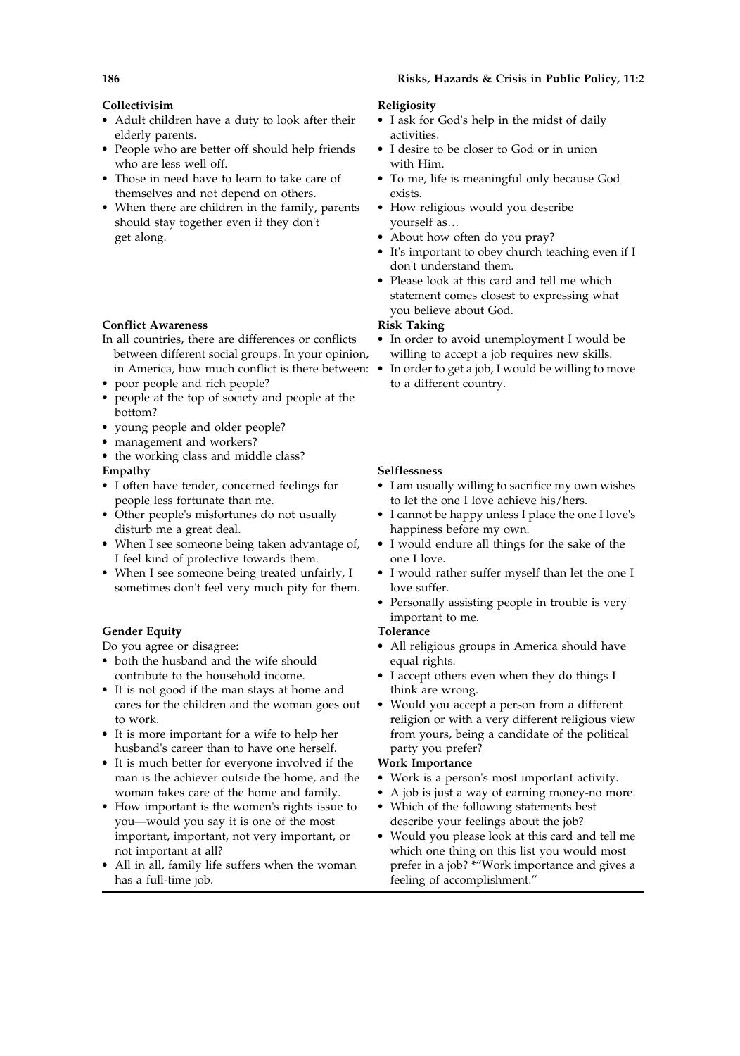**Collectivisim**

- Adult children have a duty to look after their elderly parents.
- People who are better off should help friends who are less well off.
- Those in need have to learn to take care of themselves and not depend on others.
- When there are children in the family, parents should stay together even if they don't get along.

**Conflict Awareness**

In all countries, there are differences or conflicts between different social groups. In your opinion, in America, how much conflict is there between:

- poor people and rich people?
- people at the top of society and people at the bottom?
- young people and older people?
- management and workers?
- the working class and middle class?

**Empathy**

- I often have tender, concerned feelings for people less fortunate than me.
- Other people's misfortunes do not usually disturb me a great deal.
- When I see someone being taken advantage of, I feel kind of protective towards them.
- When I see someone being treated unfairly, I sometimes don't feel very much pity for them.

**Gender Equity**

Do you agree or disagree:

- both the husband and the wife should contribute to the household income.
- It is not good if the man stays at home and cares for the children and the woman goes out to work.
- It is more important for a wife to help her husband's career than to have one herself.
- It is much better for everyone involved if the man is the achiever outside the home, and the woman takes care of the home and family.
- How important is the women's rights issue to you—would you say it is one of the most important, important, not very important, or not important at all?
- All in all, family life suffers when the woman has a full-time job.

**Religiosity**

- I ask for God's help in the midst of daily activities.
- I desire to be closer to God or in union with Him.
- To me, life is meaningful only because God exists.
- How religious would you describe yourself as…
- About how often do you pray?
- It's important to obey church teaching even if I don't understand them.
- Please look at this card and tell me which statement comes closest to expressing what you believe about God.

**Risk Taking**

- In order to avoid unemployment I would be willing to accept a job requires new skills.
- In order to get a job, I would be willing to move to a different country.

**Selflessness**

- I am usually willing to sacrifice my own wishes to let the one I love achieve his/hers.
- I cannot be happy unless I place the one I love's happiness before my own.
- I would endure all things for the sake of the one I love.
- I would rather suffer myself than let the one I love suffer.
- Personally assisting people in trouble is very important to me.

**Tolerance**

- All religious groups in America should have equal rights.
- I accept others even when they do things I think are wrong.
- Would you accept a person from a different religion or with a very different religious view from yours, being a candidate of the political party you prefer?

**Work Importance**

- Work is a person's most important activity.
- A job is just a way of earning money-no more.
- Which of the following statements best describe your feelings about the job?
- Would you please look at this card and tell me which one thing on this list you would most prefer in a job? *"Work importance and gives a feeling of accomplishment."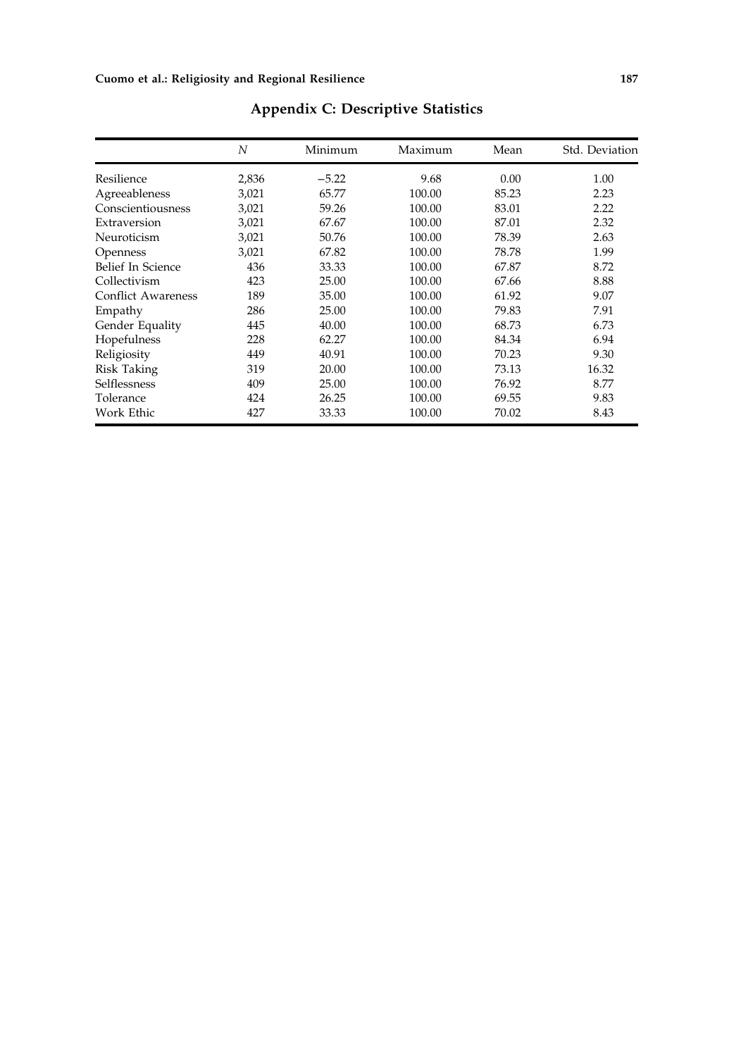## Appendix C: Descriptive Statistics

| | $N$ | Minimum | Maximum | Mean | Std. Deviation |
|---|---|---|---|---|---|
| Resilience | 2,836 | −5.22 | 9.68 | 0.00 | 1.00 |
| Agreeableness | 3,021 | 65.77 | 100.00 | 85.23 | 2.23 |
| Conscientiousness | 3,021 | 59.26 | 100.00 | 83.01 | 2.22 |
| Extraversion | 3,021 | 67.67 | 100.00 | 87.01 | 2.32 |
| Neuroticism | 3,021 | 50.76 | 100.00 | 78.39 | 2.63 |
| Openness | 3,021 | 67.82 | 100.00 | 78.78 | 1.99 |
| Belief In Science | 436 | 33.33 | 100.00 | 67.87 | 8.72 |
| Collectivism | 423 | 25.00 | 100.00 | 67.66 | 8.88 |
| Conflict Awareness | 189 | 35.00 | 100.00 | 61.92 | 9.07 |
| Empathy | 286 | 25.00 | 100.00 | 79.83 | 7.91 |
| Gender Equality | 445 | 40.00 | 100.00 | 68.73 | 6.73 |
| Hopefulness | 228 | 62.27 | 100.00 | 84.34 | 6.94 |
| Religiosity | 449 | 40.91 | 100.00 | 70.23 | 9.30 |
| Risk Taking | 319 | 20.00 | 100.00 | 73.13 | 16.32 |
| Selflessness | 409 | 25.00 | 100.00 | 76.92 | 8.77 |
| Tolerance | 424 | 26.25 | 100.00 | 69.55 | 9.83 |
| Work Ethic | 427 | 33.33 | 100.00 | 70.02 | 8.43 |